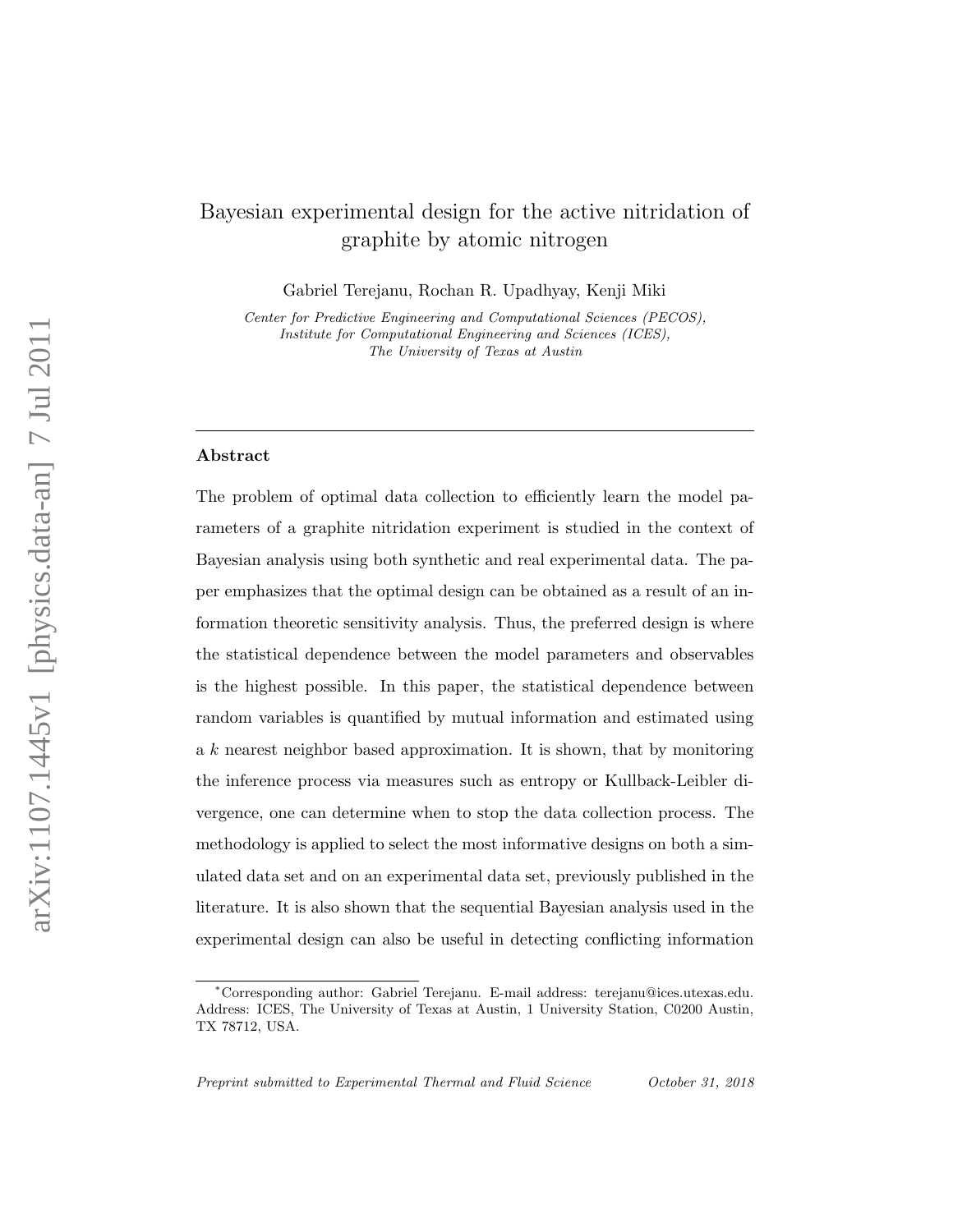# Bayesian experimental design for the active nitridation of graphite by atomic nitrogen

Gabriel Terejanu, Rochan R. Upadhyay, Kenji Miki

*Center for Predictive Engineering and Computational Sciences (PECOS), Institute for Computational Engineering and Sciences (ICES), The University of Texas at Austin*

---

## Abstract

The problem of optimal data collection to efficiently learn the model parameters of a graphite nitridation experiment is studied in the context of Bayesian analysis using both synthetic and real experimental data. The paper emphasizes that the optimal design can be obtained as a result of an information theoretic sensitivity analysis. Thus, the preferred design is where the statistical dependence between the model parameters and observables is the highest possible. In this paper, the statistical dependence between random variables is quantified by mutual information and estimated using a $k$ nearest neighbor based approximation. It is shown, that by monitoring the inference process via measures such as entropy or Kullback-Leibler divergence, one can determine when to stop the data collection process. The methodology is applied to select the most informative designs on both a simulated data set and on an experimental data set, previously published in the literature. It is also shown that the sequential Bayesian analysis used in the experimental design can also be useful in detecting conflicting information

---

*Corresponding author: Gabriel Terejanu. E-mail address: terejanu@ices.utexas.edu. Address: ICES, The University of Texas at Austin, 1 University Station, C0200 Austin, TX 78712, USA.

*Preprint submitted to Experimental Thermal and Fluid Science* October 31, 2018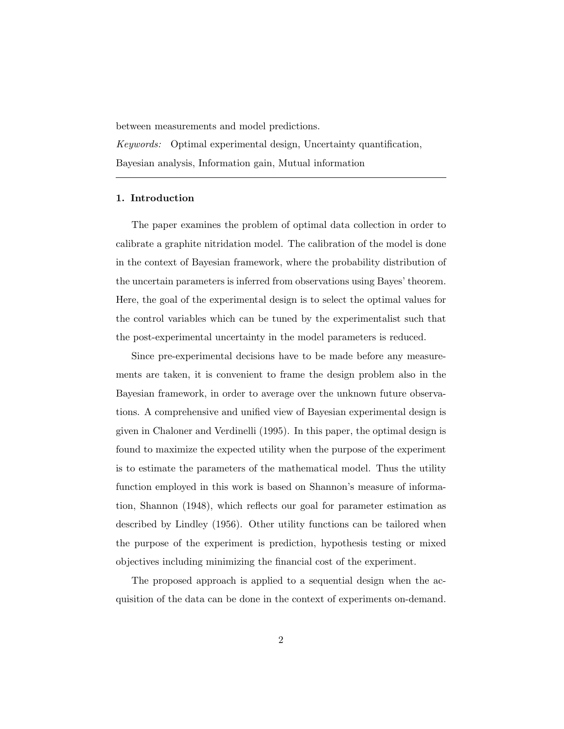between measurements and model predictions.

*Keywords:* Optimal experimental design, Uncertainty quantification, Bayesian analysis, Information gain, Mutual information

---

## 1. Introduction

The paper examines the problem of optimal data collection in order to calibrate a graphite nitridation model. The calibration of the model is done in the context of Bayesian framework, where the probability distribution of the uncertain parameters is inferred from observations using Bayes' theorem. Here, the goal of the experimental design is to select the optimal values for the control variables which can be tuned by the experimentalist such that the post-experimental uncertainty in the model parameters is reduced.

Since pre-experimental decisions have to be made before any measurements are taken, it is convenient to frame the design problem also in the Bayesian framework, in order to average over the unknown future observations. A comprehensive and unified view of Bayesian experimental design is given in Chaloner and Verdinelli (1995). In this paper, the optimal design is found to maximize the expected utility when the purpose of the experiment is to estimate the parameters of the mathematical model. Thus the utility function employed in this work is based on Shannon's measure of information, Shannon (1948), which reflects our goal for parameter estimation as described by Lindley (1956). Other utility functions can be tailored when the purpose of the experiment is prediction, hypothesis testing or mixed objectives including minimizing the financial cost of the experiment.

The proposed approach is applied to a sequential design when the acquisition of the data can be done in the context of experiments on-demand.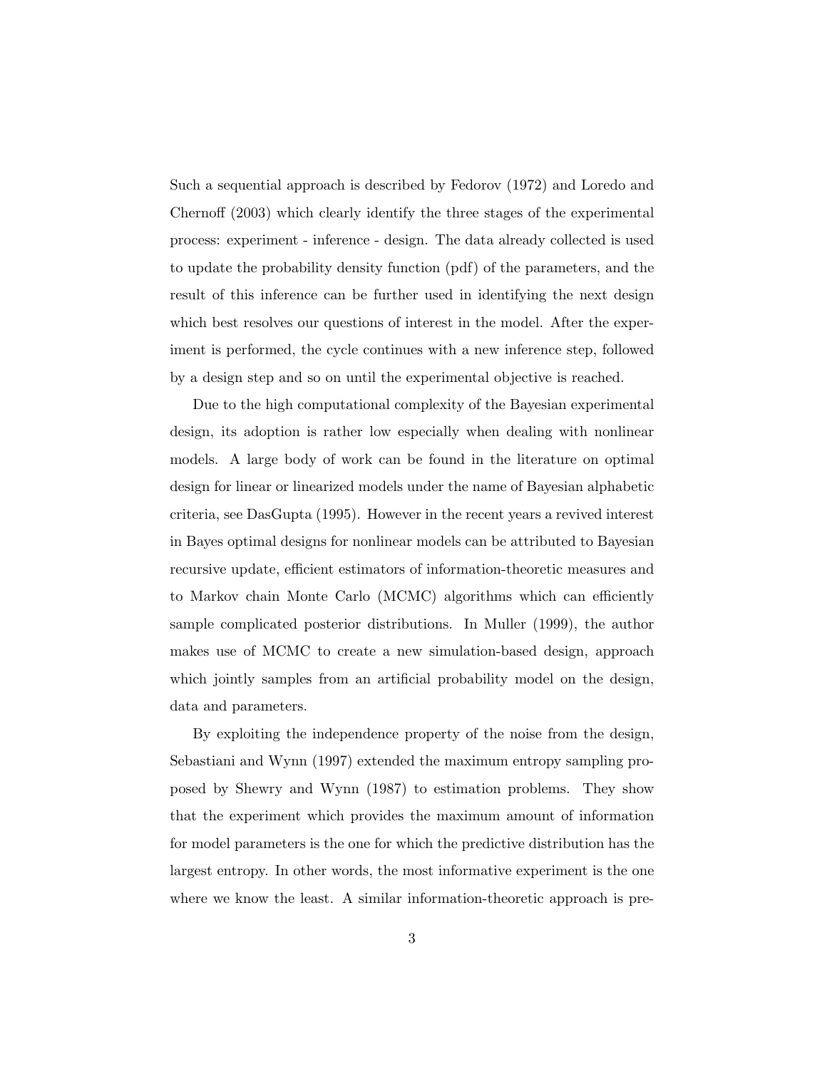Such a sequential approach is described by Fedorov (1972) and Loredo and Chernoff (2003) which clearly identify the three stages of the experimental process: experiment - inference - design. The data already collected is used to update the probability density function (pdf) of the parameters, and the result of this inference can be further used in identifying the next design which best resolves our questions of interest in the model. After the experiment is performed, the cycle continues with a new inference step, followed by a design step and so on until the experimental objective is reached.

Due to the high computational complexity of the Bayesian experimental design, its adoption is rather low especially when dealing with nonlinear models. A large body of work can be found in the literature on optimal design for linear or linearized models under the name of Bayesian alphabetic criteria, see DasGupta (1995). However in the recent years a revived interest in Bayes optimal designs for nonlinear models can be attributed to Bayesian recursive update, efficient estimators of information-theoretic measures and to Markov chain Monte Carlo (MCMC) algorithms which can efficiently sample complicated posterior distributions. In Muller (1999), the author makes use of MCMC to create a new simulation-based design, approach which jointly samples from an artificial probability model on the design, data and parameters.

By exploiting the independence property of the noise from the design, Sebastiani and Wynn (1997) extended the maximum entropy sampling proposed by Shewry and Wynn (1987) to estimation problems. They show that the experiment which provides the maximum amount of information for model parameters is the one for which the predictive distribution has the largest entropy. In other words, the most informative experiment is the one where we know the least. A similar information-theoretic approach is pre-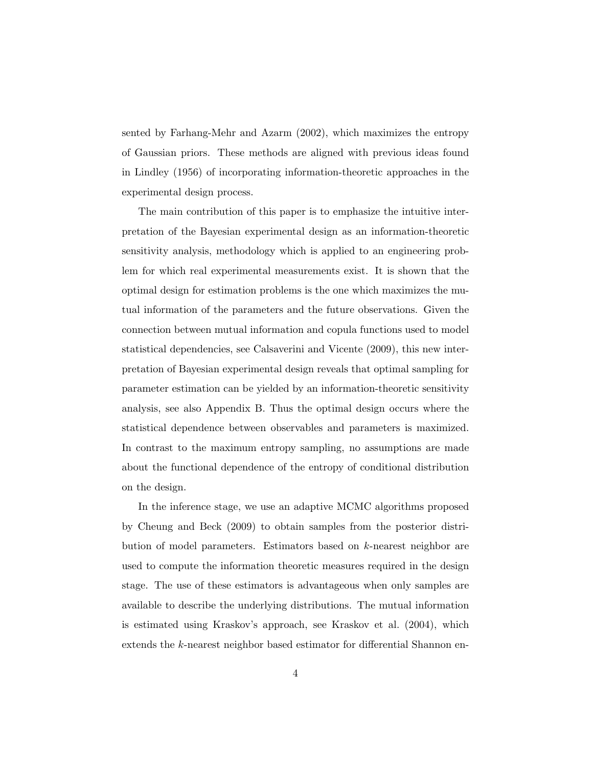sented by Farhang-Mehr and Azarm (2002), which maximizes the entropy of Gaussian priors. These methods are aligned with previous ideas found in Lindley (1956) of incorporating information-theoretic approaches in the experimental design process.

The main contribution of this paper is to emphasize the intuitive interpretation of the Bayesian experimental design as an information-theoretic sensitivity analysis, methodology which is applied to an engineering problem for which real experimental measurements exist. It is shown that the optimal design for estimation problems is the one which maximizes the mutual information of the parameters and the future observations. Given the connection between mutual information and copula functions used to model statistical dependencies, see Calsaverini and Vicente (2009), this new interpretation of Bayesian experimental design reveals that optimal sampling for parameter estimation can be yielded by an information-theoretic sensitivity analysis, see also Appendix B. Thus the optimal design occurs where the statistical dependence between observables and parameters is maximized. In contrast to the maximum entropy sampling, no assumptions are made about the functional dependence of the entropy of conditional distribution on the design.

In the inference stage, we use an adaptive MCMC algorithms proposed by Cheung and Beck (2009) to obtain samples from the posterior distribution of model parameters. Estimators based on $k$-nearest neighbor are used to compute the information theoretic measures required in the design stage. The use of these estimators is advantageous when only samples are available to describe the underlying distributions. The mutual information is estimated using Kraskov's approach, see Kraskov et al. (2004), which extends the $k$-nearest neighbor based estimator for differential Shannon en-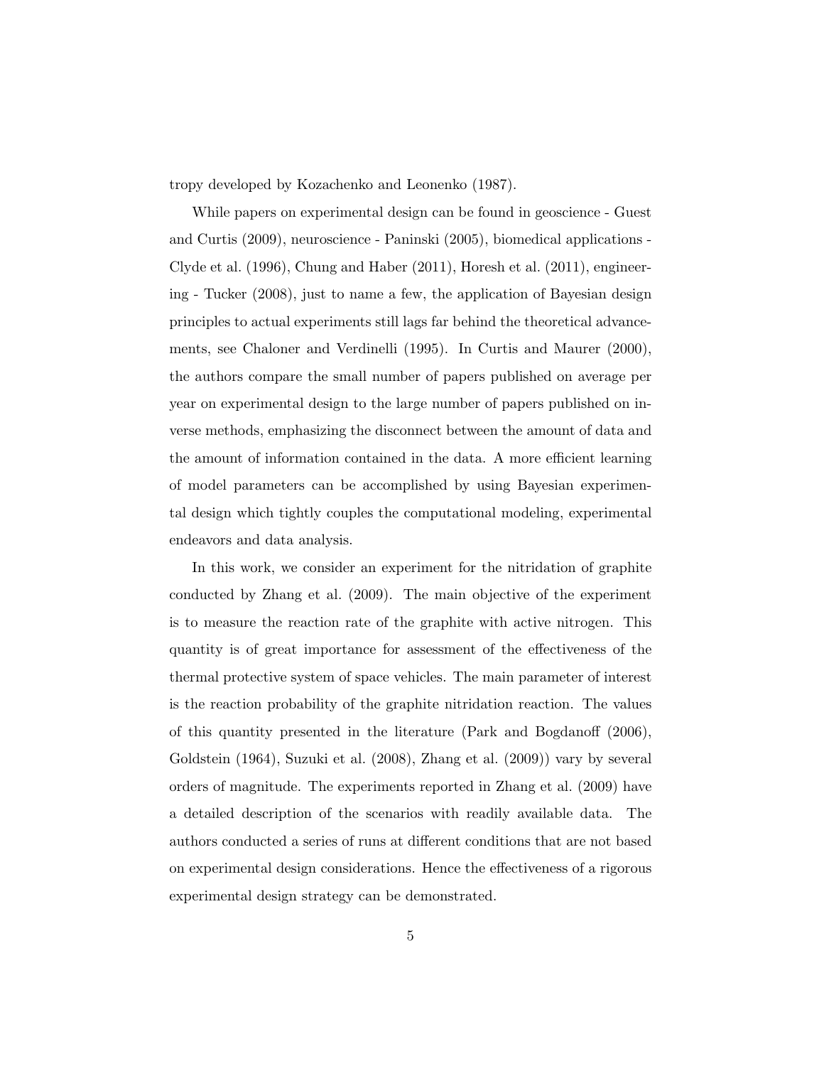tropy developed by Kozachenko and Leonenko (1987).

While papers on experimental design can be found in geoscience - Guest and Curtis (2009), neuroscience - Paninski (2005), biomedical applications - Clyde et al. (1996), Chung and Haber (2011), Horesh et al. (2011), engineering - Tucker (2008), just to name a few, the application of Bayesian design principles to actual experiments still lags far behind the theoretical advancements, see Chaloner and Verdinelli (1995). In Curtis and Maurer (2000), the authors compare the small number of papers published on average per year on experimental design to the large number of papers published on inverse methods, emphasizing the disconnect between the amount of data and the amount of information contained in the data. A more efficient learning of model parameters can be accomplished by using Bayesian experimental design which tightly couples the computational modeling, experimental endeavors and data analysis.

In this work, we consider an experiment for the nitridation of graphite conducted by Zhang et al. (2009). The main objective of the experiment is to measure the reaction rate of the graphite with active nitrogen. This quantity is of great importance for assessment of the effectiveness of the thermal protective system of space vehicles. The main parameter of interest is the reaction probability of the graphite nitridation reaction. The values of this quantity presented in the literature (Park and Bogdanoff (2006), Goldstein (1964), Suzuki et al. (2008), Zhang et al. (2009)) vary by several orders of magnitude. The experiments reported in Zhang et al. (2009) have a detailed description of the scenarios with readily available data. The authors conducted a series of runs at different conditions that are not based on experimental design considerations. Hence the effectiveness of a rigorous experimental design strategy can be demonstrated.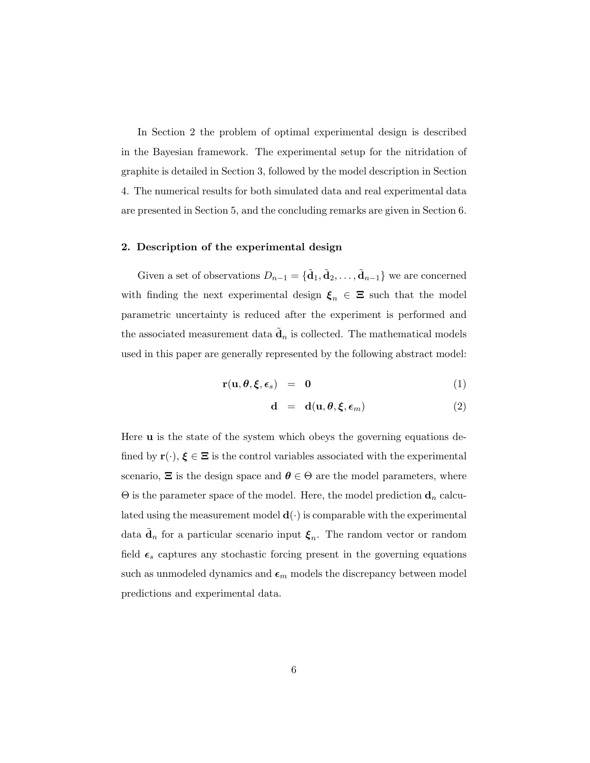In Section 2 the problem of optimal experimental design is described in the Bayesian framework. The experimental setup for the nitridation of graphite is detailed in Section 3, followed by the model description in Section 4. The numerical results for both simulated data and real experimental data are presented in Section 5, and the concluding remarks are given in Section 6.

## 2. Description of the experimental design

Given a set of observations $D_{n-1} = \{\tilde{\mathbf{d}}_1, \tilde{\mathbf{d}}_2, \ldots, \tilde{\mathbf{d}}_{n-1}\}$ we are concerned with finding the next experimental design $\boldsymbol{\xi}_n \in \boldsymbol{\Xi}$ such that the model parametric uncertainty is reduced after the experiment is performed and the associated measurement data $\tilde{\mathbf{d}}_n$ is collected. The mathematical models used in this paper are generally represented by the following abstract model:

$$\mathbf{r}(\mathbf{u}, \boldsymbol{\theta}, \boldsymbol{\xi}, \boldsymbol{\epsilon}_s) = \mathbf{0} \tag{1}$$

$$\mathbf{d} = \mathbf{d}(\mathbf{u}, \boldsymbol{\theta}, \boldsymbol{\xi}, \boldsymbol{\epsilon}_m) \tag{2}$$

Here $\mathbf{u}$ is the state of the system which obeys the governing equations defined by $\mathbf{r}(\cdot)$, $\boldsymbol{\xi} \in \boldsymbol{\Xi}$ is the control variables associated with the experimental scenario, $\boldsymbol{\Xi}$ is the design space and $\boldsymbol{\theta} \in \Theta$ are the model parameters, where $\Theta$ is the parameter space of the model. Here, the model prediction $\mathbf{d}_n$ calculated using the measurement model $\mathbf{d}(\cdot)$ is comparable with the experimental data $\tilde{\mathbf{d}}_n$ for a particular scenario input $\boldsymbol{\xi}_n$. The random vector or random field $\boldsymbol{\epsilon}_s$ captures any stochastic forcing present in the governing equations such as unmodeled dynamics and $\boldsymbol{\epsilon}_m$ models the discrepancy between model predictions and experimental data.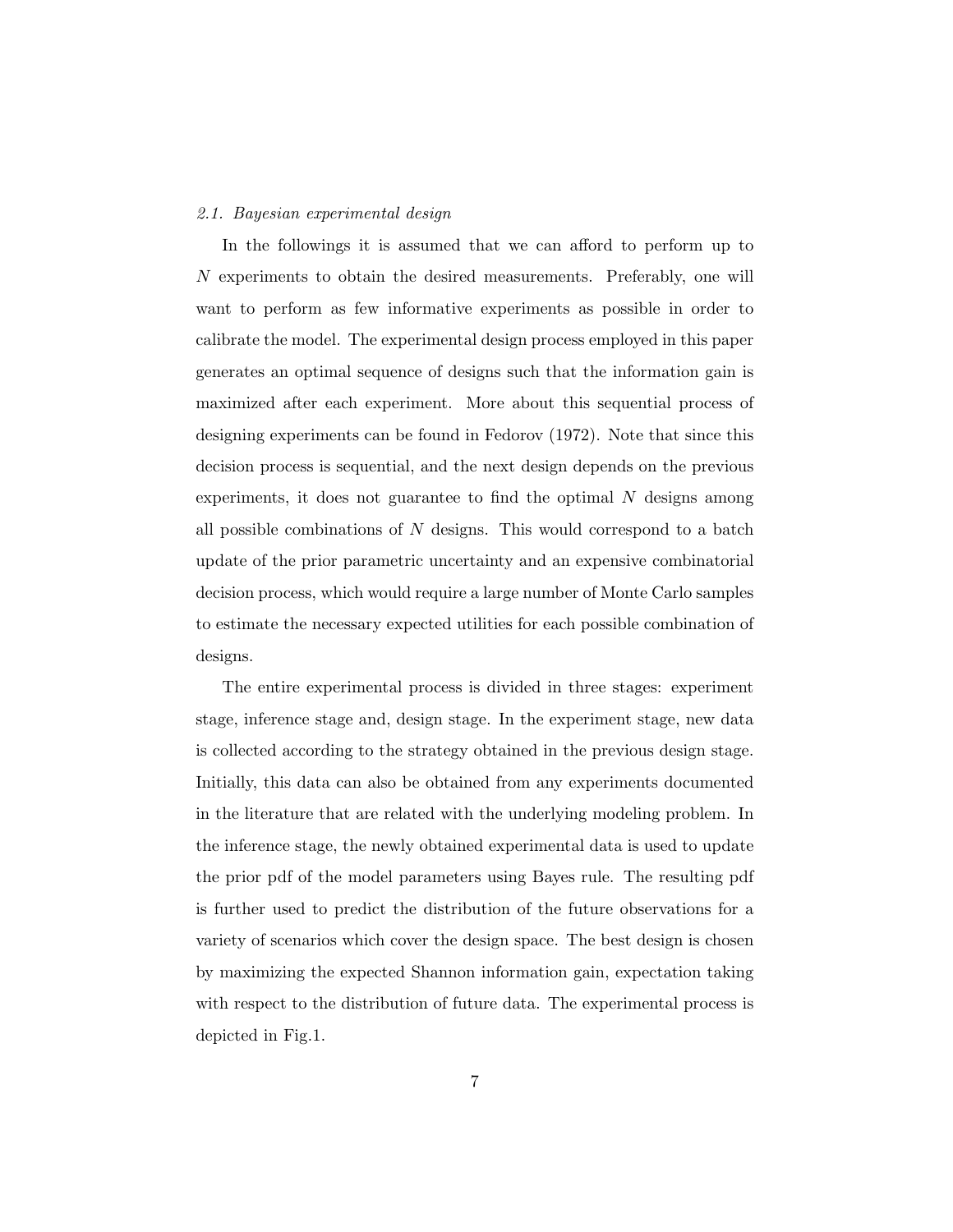### *2.1. Bayesian experimental design*

In the followings it is assumed that we can afford to perform up to $N$ experiments to obtain the desired measurements. Preferably, one will want to perform as few informative experiments as possible in order to calibrate the model. The experimental design process employed in this paper generates an optimal sequence of designs such that the information gain is maximized after each experiment. More about this sequential process of designing experiments can be found in Fedorov (1972). Note that since this decision process is sequential, and the next design depends on the previous experiments, it does not guarantee to find the optimal $N$ designs among all possible combinations of $N$ designs. This would correspond to a batch update of the prior parametric uncertainty and an expensive combinatorial decision process, which would require a large number of Monte Carlo samples to estimate the necessary expected utilities for each possible combination of designs.

The entire experimental process is divided in three stages: experiment stage, inference stage and, design stage. In the experiment stage, new data is collected according to the strategy obtained in the previous design stage. Initially, this data can also be obtained from any experiments documented in the literature that are related with the underlying modeling problem. In the inference stage, the newly obtained experimental data is used to update the prior pdf of the model parameters using Bayes rule. The resulting pdf is further used to predict the distribution of the future observations for a variety of scenarios which cover the design space. The best design is chosen by maximizing the expected Shannon information gain, expectation taking with respect to the distribution of future data. The experimental process is depicted in Fig.1.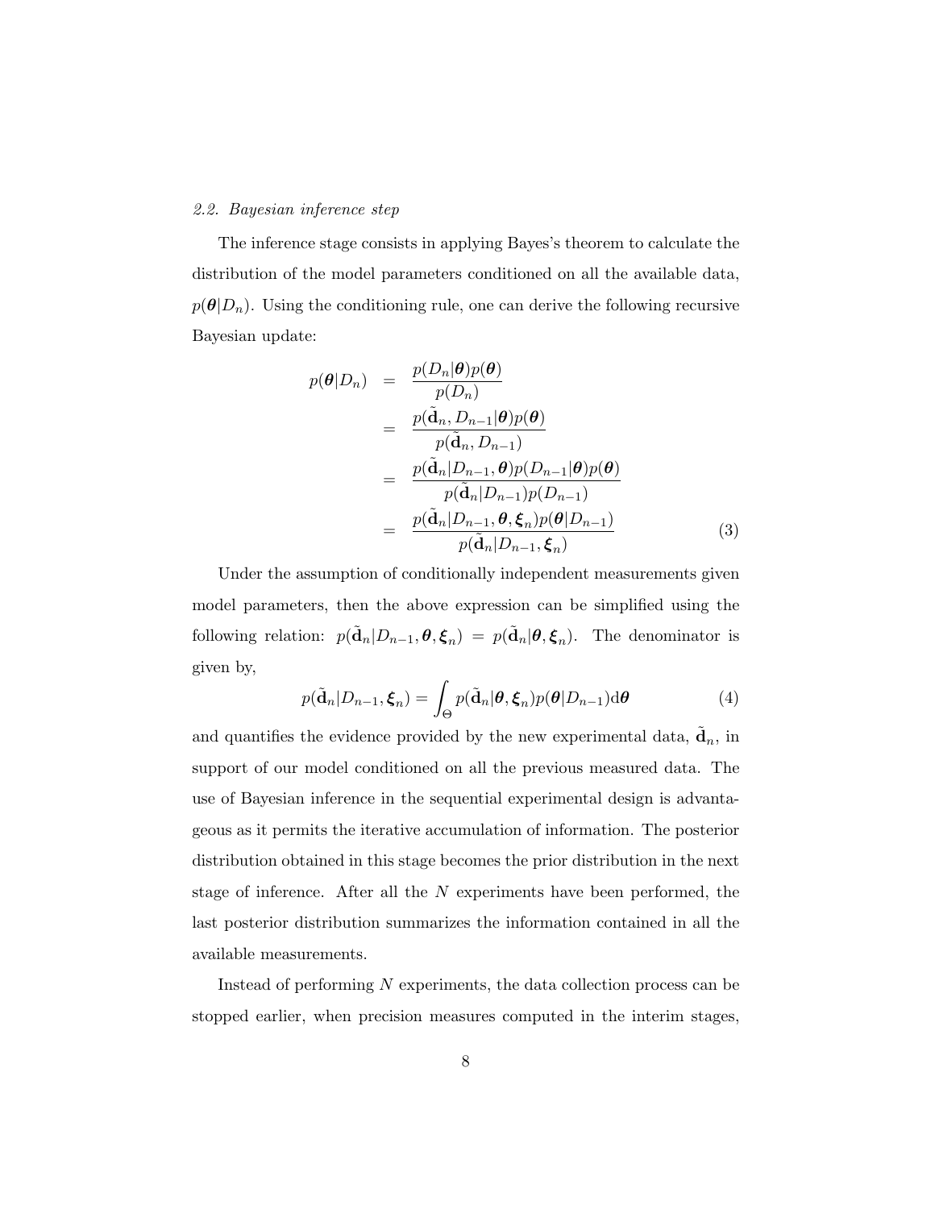### 2.2. Bayesian inference step

The inference stage consists in applying Bayes's theorem to calculate the distribution of the model parameters conditioned on all the available data, $p(\boldsymbol{\theta}|D_n)$. Using the conditioning rule, one can derive the following recursive Bayesian update:

$$
\begin{aligned}
p(\boldsymbol{\theta}|D_n) &= \frac{p(D_n|\boldsymbol{\theta})p(\boldsymbol{\theta})}{p(D_n)} \\
&= \frac{p(\tilde{\mathbf{d}}_n, D_{n-1}|\boldsymbol{\theta})p(\boldsymbol{\theta})}{p(\tilde{\mathbf{d}}_n, D_{n-1})} \\
&= \frac{p(\tilde{\mathbf{d}}_n|D_{n-1}, \boldsymbol{\theta})p(D_{n-1}|\boldsymbol{\theta})p(\boldsymbol{\theta})}{p(\tilde{\mathbf{d}}_n|D_{n-1})p(D_{n-1})} \\
&= \frac{p(\tilde{\mathbf{d}}_n|D_{n-1}, \boldsymbol{\theta}, \boldsymbol{\xi}_n)p(\boldsymbol{\theta}|D_{n-1})}{p(\tilde{\mathbf{d}}_n|D_{n-1}, \boldsymbol{\xi}_n)}
\end{aligned} \tag{3}
$$

Under the assumption of conditionally independent measurements given model parameters, then the above expression can be simplified using the following relation: $p(\tilde{\mathbf{d}}_n|D_{n-1}, \boldsymbol{\theta}, \boldsymbol{\xi}_n) = p(\tilde{\mathbf{d}}_n|\boldsymbol{\theta}, \boldsymbol{\xi}_n)$. The denominator is given by,

$$
p(\tilde{\mathbf{d}}_n|D_{n-1}, \boldsymbol{\xi}_n) = \int_{\Theta} p(\tilde{\mathbf{d}}_n|\boldsymbol{\theta}, \boldsymbol{\xi}_n)p(\boldsymbol{\theta}|D_{n-1})\mathrm{d}\boldsymbol{\theta} \tag{4}
$$

and quantifies the evidence provided by the new experimental data, $\tilde{\mathbf{d}}_n$, in support of our model conditioned on all the previous measured data. The use of Bayesian inference in the sequential experimental design is advantageous as it permits the iterative accumulation of information. The posterior distribution obtained in this stage becomes the prior distribution in the next stage of inference. After all the $N$ experiments have been performed, the last posterior distribution summarizes the information contained in all the available measurements.

Instead of performing $N$ experiments, the data collection process can be stopped earlier, when precision measures computed in the interim stages,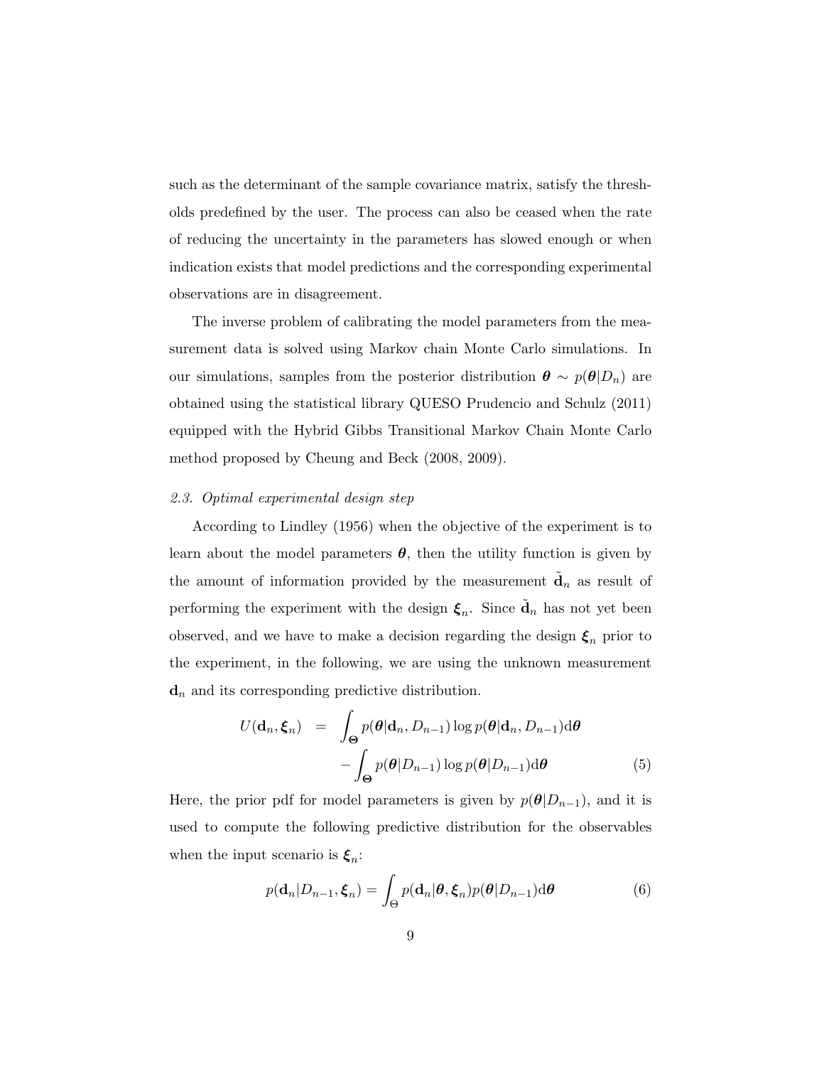such as the determinant of the sample covariance matrix, satisfy the thresholds predefined by the user. The process can also be ceased when the rate of reducing the uncertainty in the parameters has slowed enough or when indication exists that model predictions and the corresponding experimental observations are in disagreement.

The inverse problem of calibrating the model parameters from the measurement data is solved using Markov chain Monte Carlo simulations. In our simulations, samples from the posterior distribution $\boldsymbol{\theta} \sim p(\boldsymbol{\theta}|D_n)$ are obtained using the statistical library QUESO Prudencio and Schulz (2011) equipped with the Hybrid Gibbs Transitional Markov Chain Monte Carlo method proposed by Cheung and Beck (2008, 2009).

### *2.3. Optimal experimental design step*

According to Lindley (1956) when the objective of the experiment is to learn about the model parameters $\boldsymbol{\theta}$, then the utility function is given by the amount of information provided by the measurement $\tilde{\mathbf{d}}_n$ as result of performing the experiment with the design $\boldsymbol{\xi}_n$. Since $\tilde{\mathbf{d}}_n$ has not yet been observed, and we have to make a decision regarding the design $\boldsymbol{\xi}_n$ prior to the experiment, in the following, we are using the unknown measurement $\mathbf{d}_n$ and its corresponding predictive distribution.

$$
\begin{aligned}
U(\mathbf{d}_n, \boldsymbol{\xi}_n) &= \int_{\boldsymbol{\Theta}} p(\boldsymbol{\theta}|\mathbf{d}_n, D_{n-1}) \log p(\boldsymbol{\theta}|\mathbf{d}_n, D_{n-1}) \mathrm{d}\boldsymbol{\theta} \\
&\quad - \int_{\boldsymbol{\Theta}} p(\boldsymbol{\theta}|D_{n-1}) \log p(\boldsymbol{\theta}|D_{n-1}) \mathrm{d}\boldsymbol{\theta} \qquad (5)
\end{aligned}
$$

Here, the prior pdf for model parameters is given by $p(\boldsymbol{\theta}|D_{n-1})$, and it is used to compute the following predictive distribution for the observables when the input scenario is $\boldsymbol{\xi}_n$:

$$
p(\mathbf{d}_n|D_{n-1}, \boldsymbol{\xi}_n) = \int_{\Theta} p(\mathbf{d}_n|\boldsymbol{\theta}, \boldsymbol{\xi}_n) p(\boldsymbol{\theta}|D_{n-1}) \mathrm{d}\boldsymbol{\theta} \qquad (6)
$$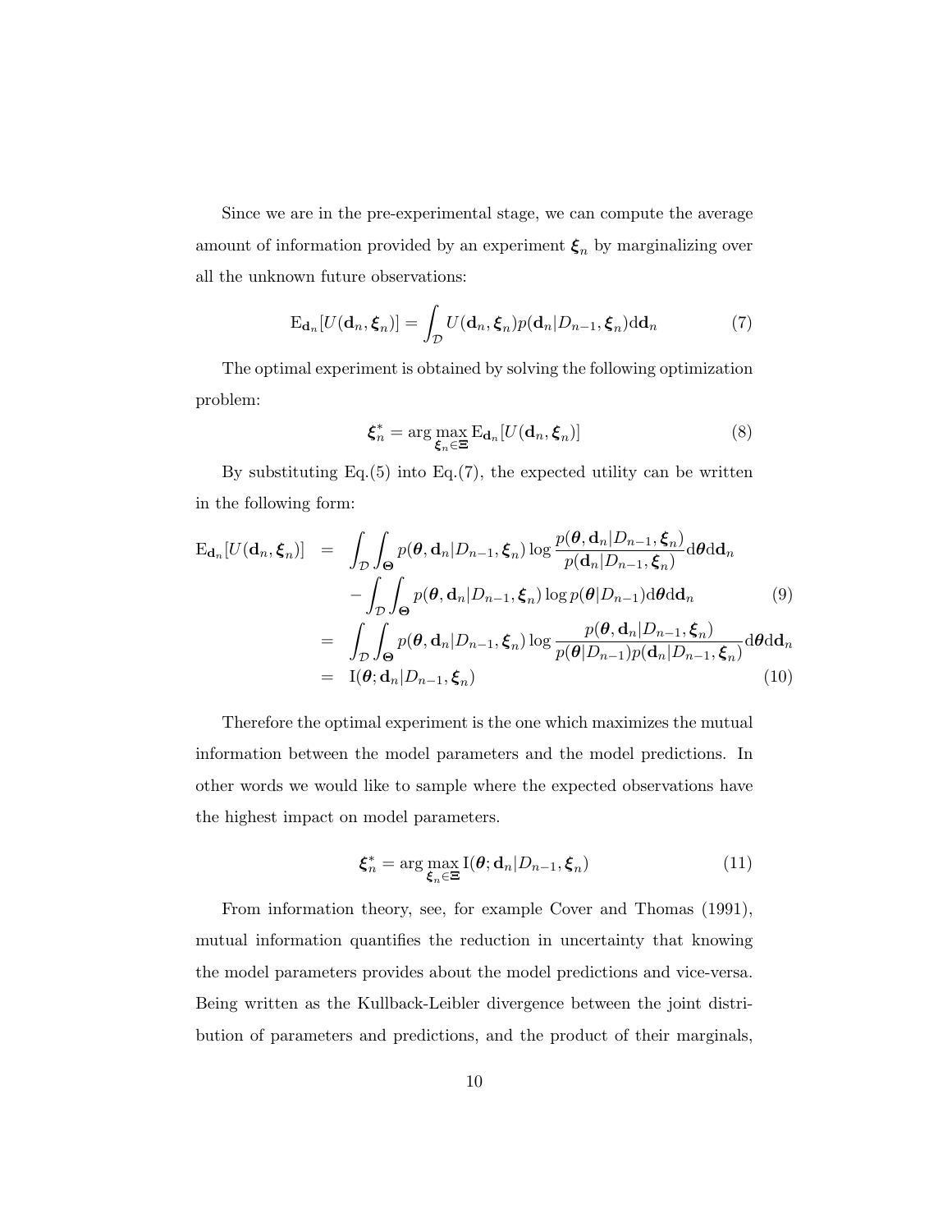Since we are in the pre-experimental stage, we can compute the average amount of information provided by an experiment $\boldsymbol{\xi}_n$ by marginalizing over all the unknown future observations:

$$\mathrm{E}_{\mathbf{d}_n}[U(\mathbf{d}_n, \boldsymbol{\xi}_n)] = \int_{\mathcal{D}} U(\mathbf{d}_n, \boldsymbol{\xi}_n) p(\mathbf{d}_n | D_{n-1}, \boldsymbol{\xi}_n) \mathrm{d}\mathbf{d}_n \tag{7}$$

The optimal experiment is obtained by solving the following optimization problem:

$$\boldsymbol{\xi}_n^* = \arg \max_{\boldsymbol{\xi}_n \in \boldsymbol{\Xi}} \mathrm{E}_{\mathbf{d}_n}[U(\mathbf{d}_n, \boldsymbol{\xi}_n)] \tag{8}$$

By substituting Eq.(5) into Eq.(7), the expected utility can be written in the following form:

$$\begin{aligned}
\mathrm{E}_{\mathbf{d}_n}[U(\mathbf{d}_n, \boldsymbol{\xi}_n)] &= \int_{\mathcal{D}} \int_{\boldsymbol{\Theta}} p(\boldsymbol{\theta}, \mathbf{d}_n | D_{n-1}, \boldsymbol{\xi}_n) \log \frac{p(\boldsymbol{\theta}, \mathbf{d}_n | D_{n-1}, \boldsymbol{\xi}_n)}{p(\mathbf{d}_n | D_{n-1}, \boldsymbol{\xi}_n)} \mathrm{d}\boldsymbol{\theta} \mathrm{d}\mathbf{d}_n \\
&\quad - \int_{\mathcal{D}} \int_{\boldsymbol{\Theta}} p(\boldsymbol{\theta}, \mathbf{d}_n | D_{n-1}, \boldsymbol{\xi}_n) \log p(\boldsymbol{\theta} | D_{n-1}) \mathrm{d}\boldsymbol{\theta} \mathrm{d}\mathbf{d}_n \qquad (9) \\
&= \int_{\mathcal{D}} \int_{\boldsymbol{\Theta}} p(\boldsymbol{\theta}, \mathbf{d}_n | D_{n-1}, \boldsymbol{\xi}_n) \log \frac{p(\boldsymbol{\theta}, \mathbf{d}_n | D_{n-1}, \boldsymbol{\xi}_n)}{p(\boldsymbol{\theta} | D_{n-1}) p(\mathbf{d}_n | D_{n-1}, \boldsymbol{\xi}_n)} \mathrm{d}\boldsymbol{\theta} \mathrm{d}\mathbf{d}_n \\
&= \mathrm{I}(\boldsymbol{\theta}; \mathbf{d}_n | D_{n-1}, \boldsymbol{\xi}_n) \qquad (10)
\end{aligned}$$

Therefore the optimal experiment is the one which maximizes the mutual information between the model parameters and the model predictions. In other words we would like to sample where the expected observations have the highest impact on model parameters.

$$\boldsymbol{\xi}_n^* = \arg \max_{\boldsymbol{\xi}_n \in \boldsymbol{\Xi}} \mathrm{I}(\boldsymbol{\theta}; \mathbf{d}_n | D_{n-1}, \boldsymbol{\xi}_n) \tag{11}$$

From information theory, see, for example Cover and Thomas (1991), mutual information quantifies the reduction in uncertainty that knowing the model parameters provides about the model predictions and vice-versa. Being written as the Kullback-Leibler divergence between the joint distribution of parameters and predictions, and the product of their marginals,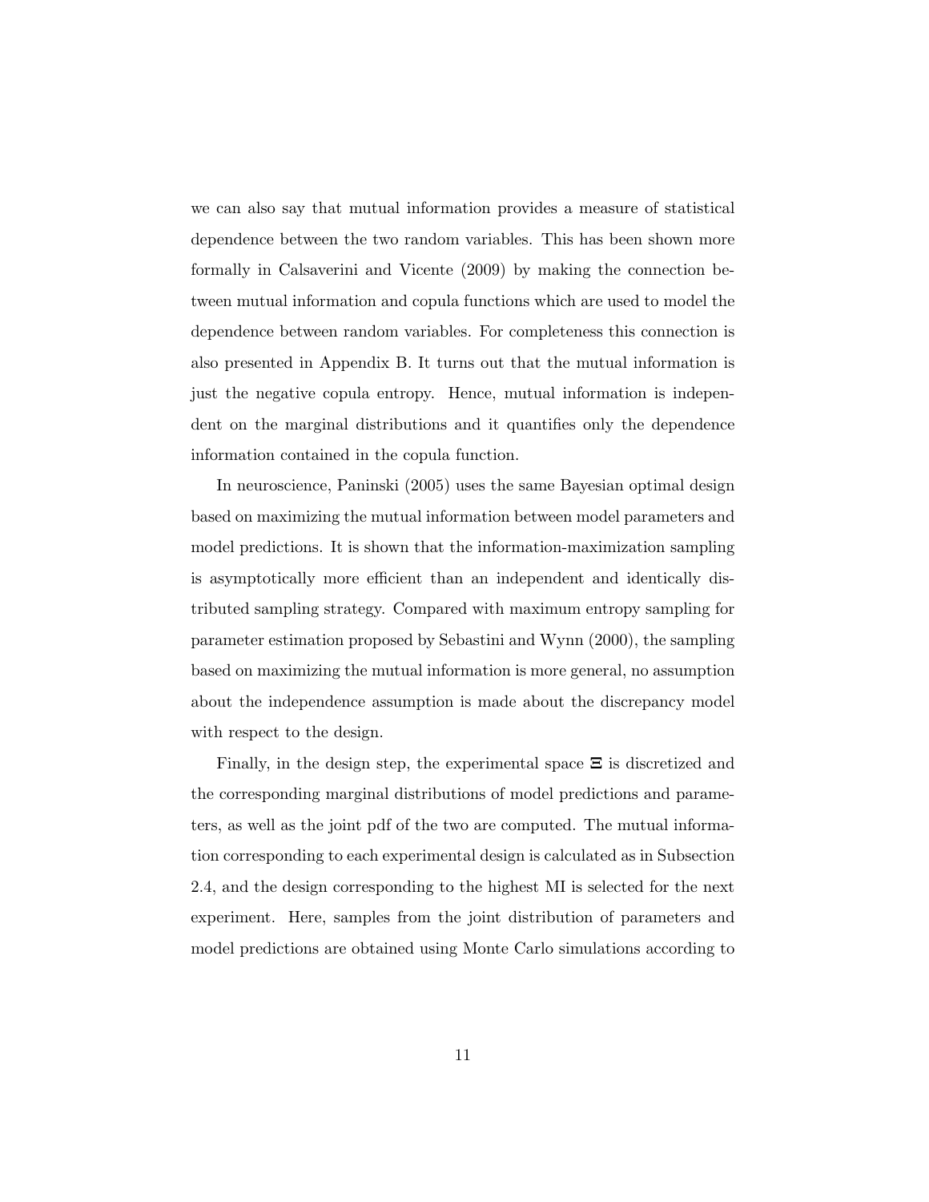we can also say that mutual information provides a measure of statistical dependence between the two random variables. This has been shown more formally in Calsaverini and Vicente (2009) by making the connection between mutual information and copula functions which are used to model the dependence between random variables. For completeness this connection is also presented in Appendix B. It turns out that the mutual information is just the negative copula entropy. Hence, mutual information is independent on the marginal distributions and it quantifies only the dependence information contained in the copula function.

In neuroscience, Paninski (2005) uses the same Bayesian optimal design based on maximizing the mutual information between model parameters and model predictions. It is shown that the information-maximization sampling is asymptotically more efficient than an independent and identically distributed sampling strategy. Compared with maximum entropy sampling for parameter estimation proposed by Sebastini and Wynn (2000), the sampling based on maximizing the mutual information is more general, no assumption about the independence assumption is made about the discrepancy model with respect to the design.

Finally, in the design step, the experimental space $\mathbf{\Xi}$ is discretized and the corresponding marginal distributions of model predictions and parameters, as well as the joint pdf of the two are computed. The mutual information corresponding to each experimental design is calculated as in Subsection 2.4, and the design corresponding to the highest MI is selected for the next experiment. Here, samples from the joint distribution of parameters and model predictions are obtained using Monte Carlo simulations according to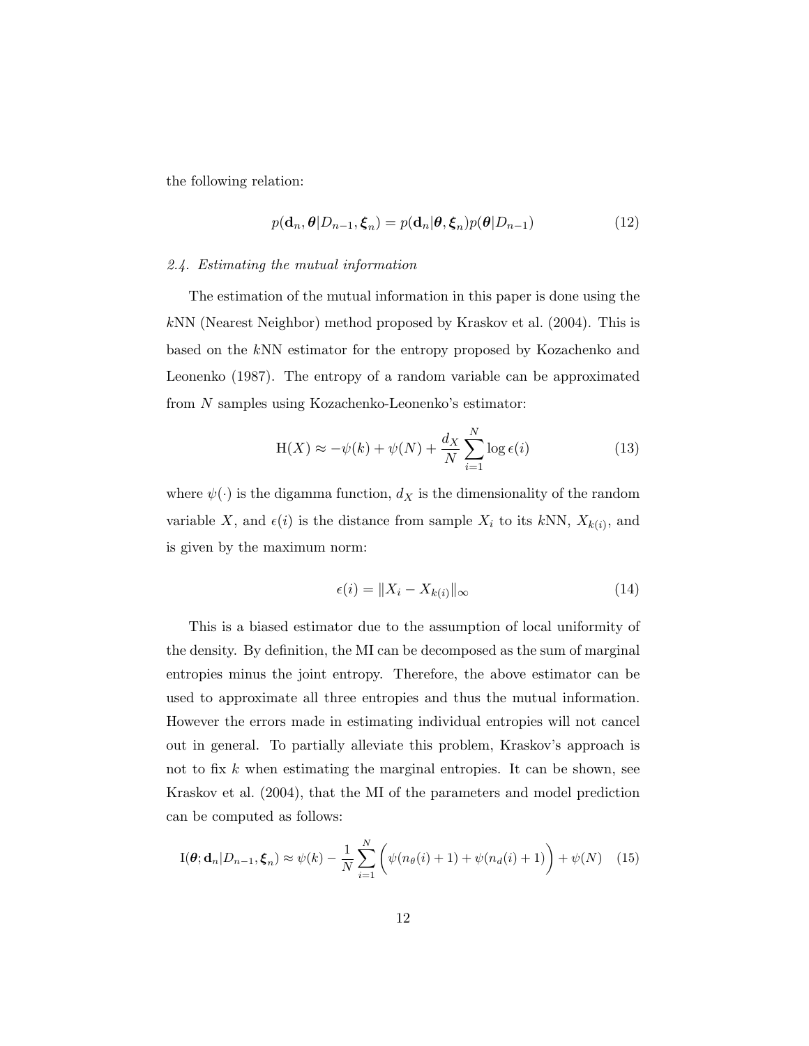the following relation:

$$p(\mathbf{d}_n, \boldsymbol{\theta} | D_{n-1}, \boldsymbol{\xi}_n) = p(\mathbf{d}_n | \boldsymbol{\theta}, \boldsymbol{\xi}_n) p(\boldsymbol{\theta} | D_{n-1}) \tag{12}$$

### *2.4. Estimating the mutual information*

The estimation of the mutual information in this paper is done using the $k$NN (Nearest Neighbor) method proposed by Kraskov et al. (2004). This is based on the $k$NN estimator for the entropy proposed by Kozachenko and Leonenko (1987). The entropy of a random variable can be approximated from $N$ samples using Kozachenko-Leonenko's estimator:

$$\mathrm{H}(X) \approx -\psi(k) + \psi(N) + \frac{d_X}{N} \sum_{i=1}^{N} \log \epsilon(i) \tag{13}$$

where $\psi(\cdot)$ is the digamma function, $d_X$ is the dimensionality of the random variable $X$, and $\epsilon(i)$ is the distance from sample $X_i$ to its $k$NN, $X_{k(i)}$, and is given by the maximum norm:

$$\epsilon(i) = \|X_i - X_{k(i)}\|_\infty \tag{14}$$

This is a biased estimator due to the assumption of local uniformity of the density. By definition, the MI can be decomposed as the sum of marginal entropies minus the joint entropy. Therefore, the above estimator can be used to approximate all three entropies and thus the mutual information. However the errors made in estimating individual entropies will not cancel out in general. To partially alleviate this problem, Kraskov's approach is not to fix $k$ when estimating the marginal entropies. It can be shown, see Kraskov et al. (2004), that the MI of the parameters and model prediction can be computed as follows:

$$\mathrm{I}(\boldsymbol{\theta}; \mathbf{d}_n | D_{n-1}, \boldsymbol{\xi}_n) \approx \psi(k) - \frac{1}{N} \sum_{i=1}^{N} \Big( \psi(n_\theta(i) + 1) + \psi(n_d(i) + 1) \Big) + \psi(N) \tag{15}$$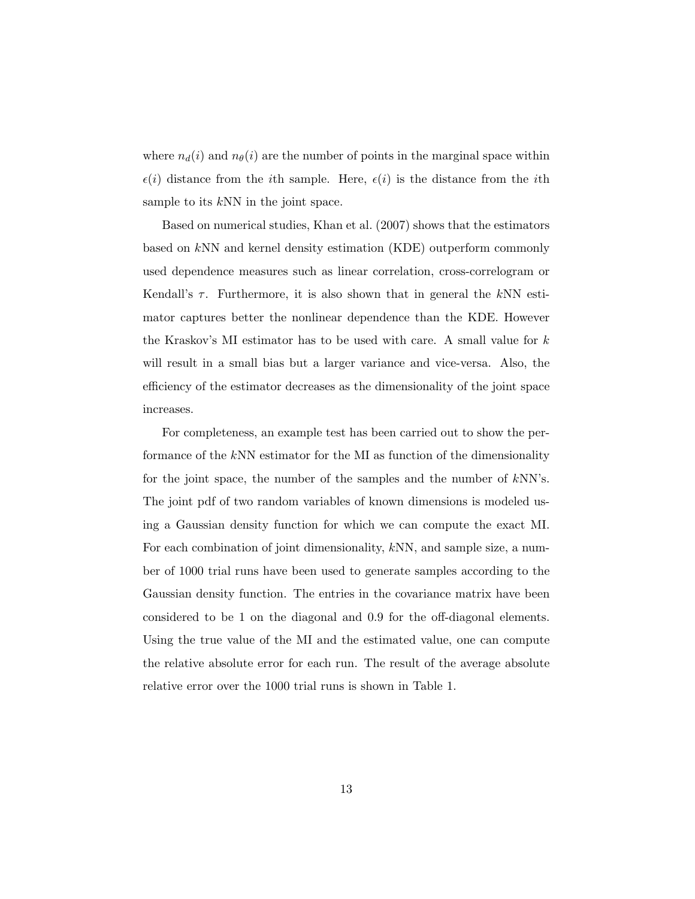where $n_d(i)$ and $n_\theta(i)$ are the number of points in the marginal space within $\epsilon(i)$ distance from the $i$th sample. Here, $\epsilon(i)$ is the distance from the $i$th sample to its $k$NN in the joint space.

Based on numerical studies, Khan et al. (2007) shows that the estimators based on $k$NN and kernel density estimation (KDE) outperform commonly used dependence measures such as linear correlation, cross-correlogram or Kendall's $\tau$. Furthermore, it is also shown that in general the $k$NN estimator captures better the nonlinear dependence than the KDE. However the Kraskov's MI estimator has to be used with care. A small value for $k$ will result in a small bias but a larger variance and vice-versa. Also, the efficiency of the estimator decreases as the dimensionality of the joint space increases.

For completeness, an example test has been carried out to show the performance of the $k$NN estimator for the MI as function of the dimensionality for the joint space, the number of the samples and the number of $k$NN's. The joint pdf of two random variables of known dimensions is modeled using a Gaussian density function for which we can compute the exact MI. For each combination of joint dimensionality, $k$NN, and sample size, a number of 1000 trial runs have been used to generate samples according to the Gaussian density function. The entries in the covariance matrix have been considered to be 1 on the diagonal and 0.9 for the off-diagonal elements. Using the true value of the MI and the estimated value, one can compute the relative absolute error for each run. The result of the average absolute relative error over the 1000 trial runs is shown in Table 1.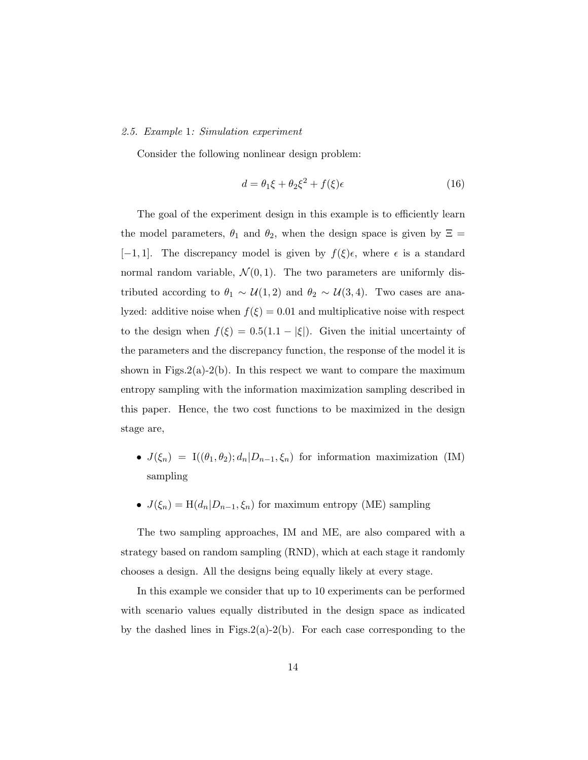### 2.5. Example 1: Simulation experiment

Consider the following nonlinear design problem:

$$d = \theta_1 \xi + \theta_2 \xi^2 + f(\xi)\epsilon \tag{16}$$

The goal of the experiment design in this example is to efficiently learn the model parameters, $\theta_1$ and $\theta_2$, when the design space is given by $\Xi = [-1, 1]$. The discrepancy model is given by $f(\xi)\epsilon$, where $\epsilon$ is a standard normal random variable, $\mathcal{N}(0, 1)$. The two parameters are uniformly distributed according to $\theta_1 \sim \mathcal{U}(1, 2)$ and $\theta_2 \sim \mathcal{U}(3, 4)$. Two cases are analyzed: additive noise when $f(\xi) = 0.01$ and multiplicative noise with respect to the design when $f(\xi) = 0.5(1.1 - |\xi|)$. Given the initial uncertainty of the parameters and the discrepancy function, the response of the model it is shown in Figs.2(a)-2(b). In this respect we want to compare the maximum entropy sampling with the information maximization sampling described in this paper. Hence, the two cost functions to be maximized in the design stage are,

- $J(\xi_n) = \mathrm{I}((\theta_1, \theta_2); d_n | D_{n-1}, \xi_n)$ for information maximization (IM) sampling
- $J(\xi_n) = \mathrm{H}(d_n | D_{n-1}, \xi_n)$ for maximum entropy (ME) sampling

The two sampling approaches, IM and ME, are also compared with a strategy based on random sampling (RND), which at each stage it randomly chooses a design. All the designs being equally likely at every stage.

In this example we consider that up to 10 experiments can be performed with scenario values equally distributed in the design space as indicated by the dashed lines in Figs.2(a)-2(b). For each case corresponding to the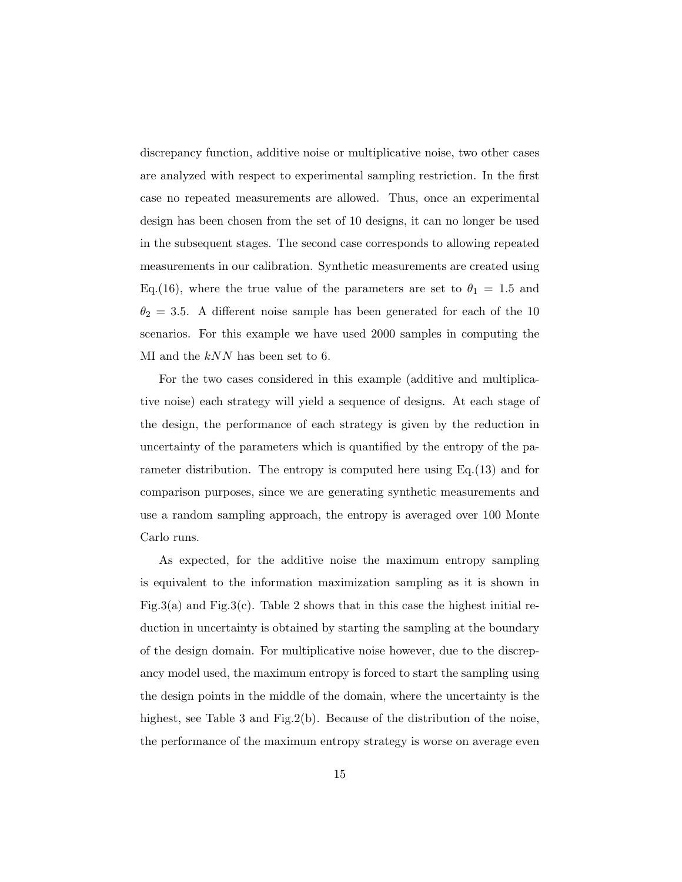discrepancy function, additive noise or multiplicative noise, two other cases are analyzed with respect to experimental sampling restriction. In the first case no repeated measurements are allowed. Thus, once an experimental design has been chosen from the set of 10 designs, it can no longer be used in the subsequent stages. The second case corresponds to allowing repeated measurements in our calibration. Synthetic measurements are created using Eq.(16), where the true value of the parameters are set to $\theta_1 = 1.5$ and $\theta_2 = 3.5$. A different noise sample has been generated for each of the 10 scenarios. For this example we have used 2000 samples in computing the MI and the $kNN$ has been set to 6.

For the two cases considered in this example (additive and multiplicative noise) each strategy will yield a sequence of designs. At each stage of the design, the performance of each strategy is given by the reduction in uncertainty of the parameters which is quantified by the entropy of the parameter distribution. The entropy is computed here using Eq.(13) and for comparison purposes, since we are generating synthetic measurements and use a random sampling approach, the entropy is averaged over 100 Monte Carlo runs.

As expected, for the additive noise the maximum entropy sampling is equivalent to the information maximization sampling as it is shown in Fig.3(a) and Fig.3(c). Table 2 shows that in this case the highest initial reduction in uncertainty is obtained by starting the sampling at the boundary of the design domain. For multiplicative noise however, due to the discrepancy model used, the maximum entropy is forced to start the sampling using the design points in the middle of the domain, where the uncertainty is the highest, see Table 3 and Fig.2(b). Because of the distribution of the noise, the performance of the maximum entropy strategy is worse on average even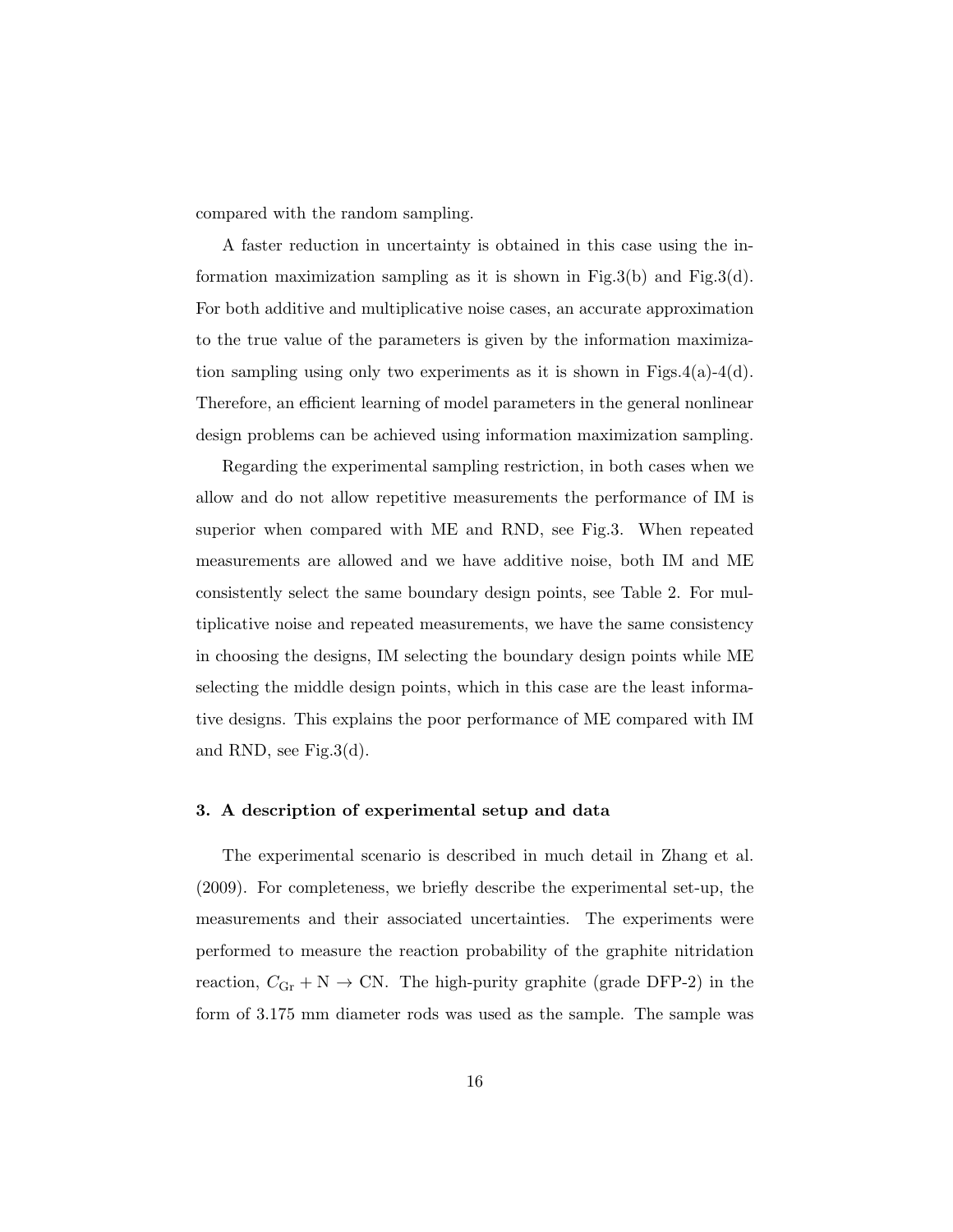compared with the random sampling.

A faster reduction in uncertainty is obtained in this case using the information maximization sampling as it is shown in Fig.3(b) and Fig.3(d). For both additive and multiplicative noise cases, an accurate approximation to the true value of the parameters is given by the information maximization sampling using only two experiments as it is shown in Figs.4(a)-4(d). Therefore, an efficient learning of model parameters in the general nonlinear design problems can be achieved using information maximization sampling.

Regarding the experimental sampling restriction, in both cases when we allow and do not allow repetitive measurements the performance of IM is superior when compared with ME and RND, see Fig.3. When repeated measurements are allowed and we have additive noise, both IM and ME consistently select the same boundary design points, see Table 2. For multiplicative noise and repeated measurements, we have the same consistency in choosing the designs, IM selecting the boundary design points while ME selecting the middle design points, which in this case are the least informative designs. This explains the poor performance of ME compared with IM and RND, see Fig.3(d).

### 3. A description of experimental setup and data

The experimental scenario is described in much detail in Zhang et al. (2009). For completeness, we briefly describe the experimental set-up, the measurements and their associated uncertainties. The experiments were performed to measure the reaction probability of the graphite nitridation reaction, $C_{\mathrm{Gr}} + \mathrm{N} \rightarrow \mathrm{CN}$. The high-purity graphite (grade DFP-2) in the form of 3.175 mm diameter rods was used as the sample. The sample was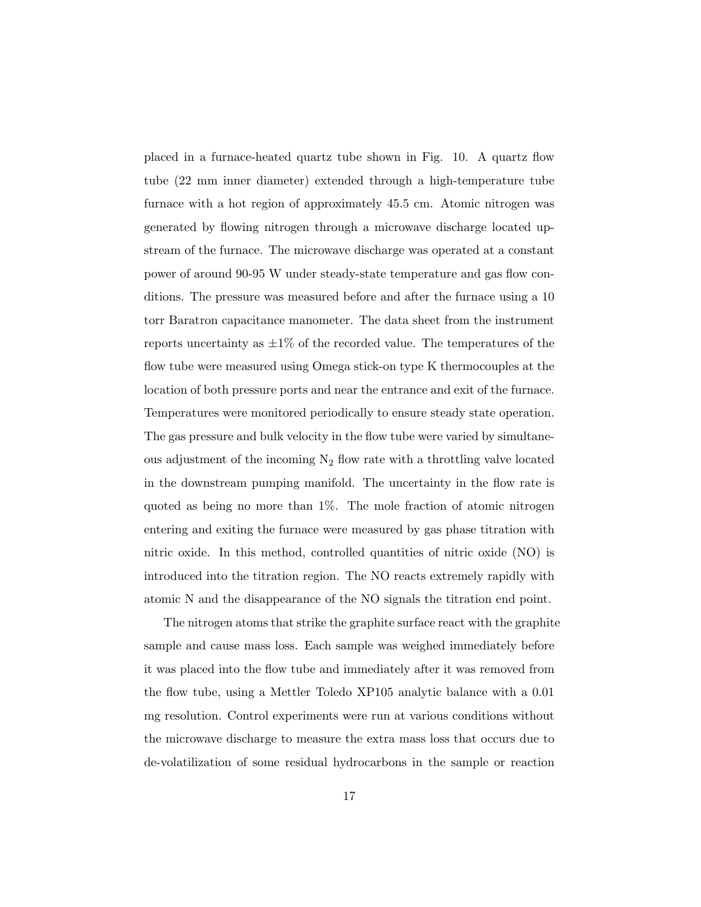placed in a furnace-heated quartz tube shown in Fig. 10. A quartz flow tube (22 mm inner diameter) extended through a high-temperature tube furnace with a hot region of approximately 45.5 cm. Atomic nitrogen was generated by flowing nitrogen through a microwave discharge located upstream of the furnace. The microwave discharge was operated at a constant power of around 90-95 W under steady-state temperature and gas flow conditions. The pressure was measured before and after the furnace using a 10 torr Baratron capacitance manometer. The data sheet from the instrument reports uncertainty as $\pm 1\%$ of the recorded value. The temperatures of the flow tube were measured using Omega stick-on type K thermocouples at the location of both pressure ports and near the entrance and exit of the furnace. Temperatures were monitored periodically to ensure steady state operation. The gas pressure and bulk velocity in the flow tube were varied by simultaneous adjustment of the incoming $N_2$ flow rate with a throttling valve located in the downstream pumping manifold. The uncertainty in the flow rate is quoted as being no more than 1%. The mole fraction of atomic nitrogen entering and exiting the furnace were measured by gas phase titration with nitric oxide. In this method, controlled quantities of nitric oxide (NO) is introduced into the titration region. The NO reacts extremely rapidly with atomic N and the disappearance of the NO signals the titration end point.

The nitrogen atoms that strike the graphite surface react with the graphite sample and cause mass loss. Each sample was weighed immediately before it was placed into the flow tube and immediately after it was removed from the flow tube, using a Mettler Toledo XP105 analytic balance with a 0.01 mg resolution. Control experiments were run at various conditions without the microwave discharge to measure the extra mass loss that occurs due to de-volatilization of some residual hydrocarbons in the sample or reaction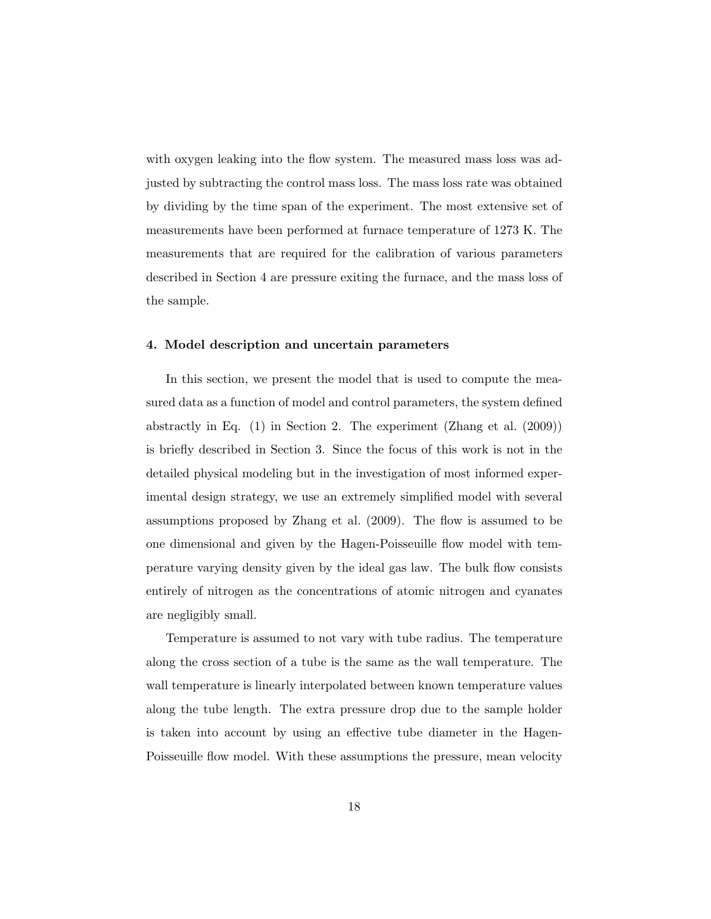with oxygen leaking into the flow system. The measured mass loss was adjusted by subtracting the control mass loss. The mass loss rate was obtained by dividing by the time span of the experiment. The most extensive set of measurements have been performed at furnace temperature of 1273 K. The measurements that are required for the calibration of various parameters described in Section 4 are pressure exiting the furnace, and the mass loss of the sample.

### 4. Model description and uncertain parameters

In this section, we present the model that is used to compute the measured data as a function of model and control parameters, the system defined abstractly in Eq. (1) in Section 2. The experiment (Zhang et al. (2009)) is briefly described in Section 3. Since the focus of this work is not in the detailed physical modeling but in the investigation of most informed experimental design strategy, we use an extremely simplified model with several assumptions proposed by Zhang et al. (2009). The flow is assumed to be one dimensional and given by the Hagen-Poisseuille flow model with temperature varying density given by the ideal gas law. The bulk flow consists entirely of nitrogen as the concentrations of atomic nitrogen and cyanates are negligibly small.

Temperature is assumed to not vary with tube radius. The temperature along the cross section of a tube is the same as the wall temperature. The wall temperature is linearly interpolated between known temperature values along the tube length. The extra pressure drop due to the sample holder is taken into account by using an effective tube diameter in the Hagen-Poisseuille flow model. With these assumptions the pressure, mean velocity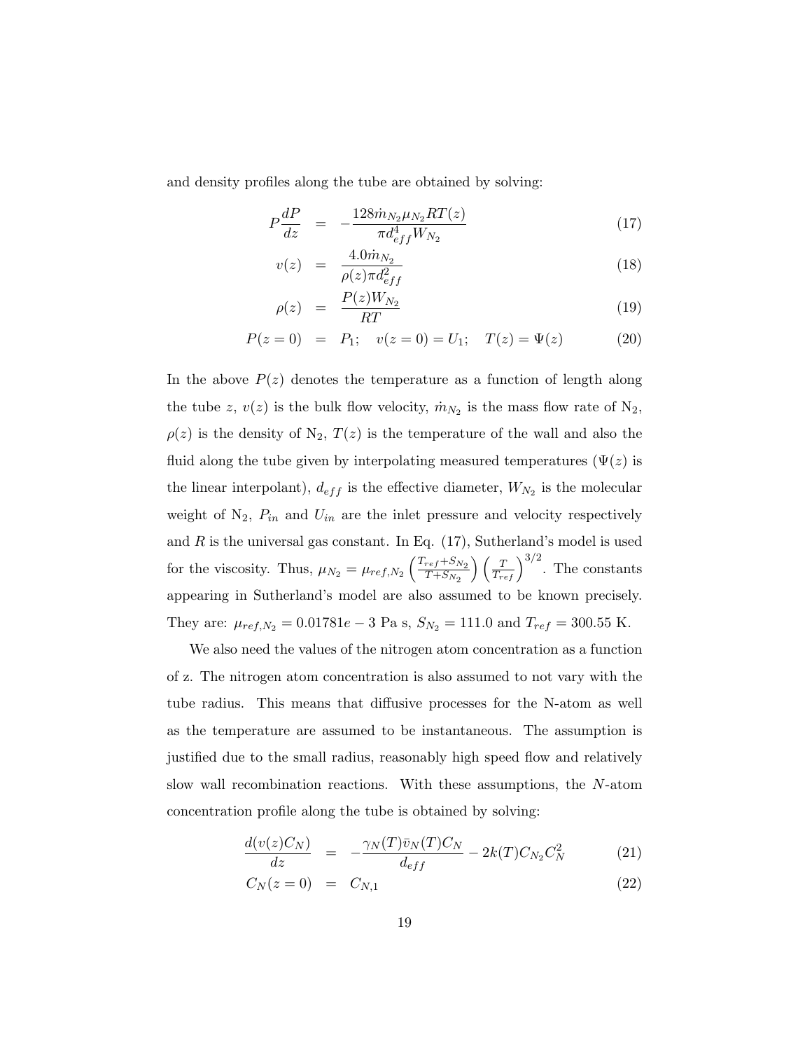and density profiles along the tube are obtained by solving:

$$
\begin{aligned}
P\frac{dP}{dz} &= -\frac{128\dot{m}_{N_2}\mu_{N_2}RT(z)}{\pi d_{eff}^4 W_{N_2}} &(17)\\
v(z) &= \frac{4.0\dot{m}_{N_2}}{\rho(z)\pi d_{eff}^2} &(18)\\
\rho(z) &= \frac{P(z)W_{N_2}}{RT} &(19)\\
P(z=0) &= P_1; \quad v(z=0) = U_1; \quad T(z) = \Psi(z) &(20)
\end{aligned}
$$

In the above $P(z)$ denotes the temperature as a function of length along the tube $z$, $v(z)$ is the bulk flow velocity, $\dot{m}_{N_2}$ is the mass flow rate of $N_2$, $\rho(z)$ is the density of $N_2$, $T(z)$ is the temperature of the wall and also the fluid along the tube given by interpolating measured temperatures ($\Psi(z)$ is the linear interpolant), $d_{eff}$ is the effective diameter, $W_{N_2}$ is the molecular weight of $N_2$, $P_{in}$ and $U_{in}$ are the inlet pressure and velocity respectively and $R$ is the universal gas constant. In Eq. (17), Sutherland's model is used for the viscosity. Thus, $\mu_{N_2} = \mu_{ref,N_2}\left(\frac{T_{ref}+S_{N_2}}{T+S_{N_2}}\right)\left(\frac{T}{T_{ref}}\right)^{3/2}$. The constants appearing in Sutherland's model are also assumed to be known precisely. They are: $\mu_{ref,N_2} = 0.01781e-3$ Pa s, $S_{N_2} = 111.0$ and $T_{ref} = 300.55$ K.

We also need the values of the nitrogen atom concentration as a function of z. The nitrogen atom concentration is also assumed to not vary with the tube radius. This means that diffusive processes for the N-atom as well as the temperature are assumed to be instantaneous. The assumption is justified due to the small radius, reasonably high speed flow and relatively slow wall recombination reactions. With these assumptions, the $N$-atom concentration profile along the tube is obtained by solving:

$$
\begin{aligned}
\frac{d(v(z)C_N)}{dz} &= -\frac{\gamma_N(T)\bar{v}_N(T)C_N}{d_{eff}} - 2k(T)C_{N_2}C_N^2 &(21)\\
C_N(z=0) &= C_{N,1} &(22)
\end{aligned}
$$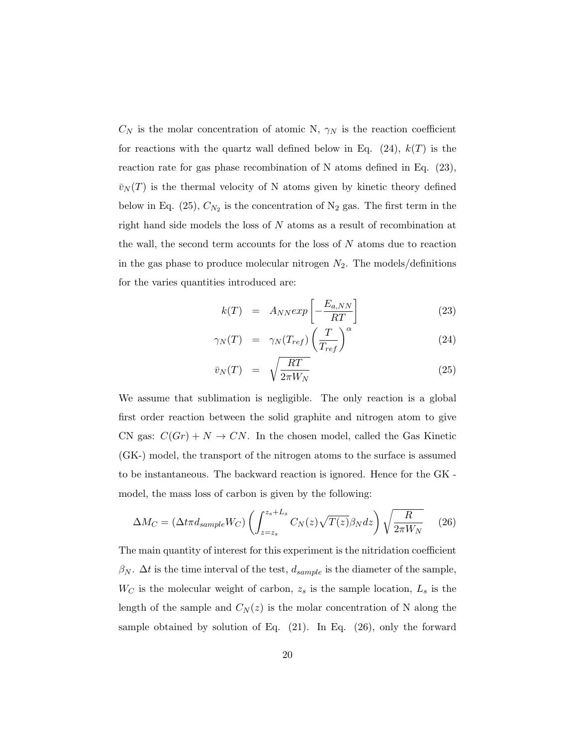$C_N$ is the molar concentration of atomic N, $\gamma_N$ is the reaction coefficient for reactions with the quartz wall defined below in Eq. (24), $k(T)$ is the reaction rate for gas phase recombination of N atoms defined in Eq. (23), $\bar{v}_N(T)$ is the thermal velocity of N atoms given by kinetic theory defined below in Eq. (25), $C_{N_2}$ is the concentration of $N_2$ gas. The first term in the right hand side models the loss of $N$ atoms as a result of recombination at the wall, the second term accounts for the loss of $N$ atoms due to reaction in the gas phase to produce molecular nitrogen $N_2$. The models/definitions for the varies quantities introduced are:

$$
\begin{aligned}
k(T) &= A_{NN} exp\left[-\frac{E_{a,NN}}{RT}\right] &(23)\\
\gamma_N(T) &= \gamma_N(T_{ref})\left(\frac{T}{T_{ref}}\right)^{\alpha} &(24)\\
\bar{v}_N(T) &= \sqrt{\frac{RT}{2\pi W_N}} &(25)
\end{aligned}
$$

We assume that sublimation is negligible. The only reaction is a global first order reaction between the solid graphite and nitrogen atom to give CN gas: $C(Gr) + N \rightarrow CN$. In the chosen model, called the Gas Kinetic (GK-) model, the transport of the nitrogen atoms to the surface is assumed to be instantaneous. The backward reaction is ignored. Hence for the GK - model, the mass loss of carbon is given by the following:

$$
\Delta M_C = (\Delta t \pi d_{sample} W_C)\left(\int_{z=z_s}^{z_s+L_s} C_N(z)\sqrt{T(z)}\beta_N dz\right)\sqrt{\frac{R}{2\pi W_N}} \qquad (26)
$$

The main quantity of interest for this experiment is the nitridation coefficient $\beta_N$. $\Delta t$ is the time interval of the test, $d_{sample}$ is the diameter of the sample, $W_C$ is the molecular weight of carbon, $z_s$ is the sample location, $L_s$ is the length of the sample and $C_N(z)$ is the molar concentration of N along the sample obtained by solution of Eq. (21). In Eq. (26), only the forward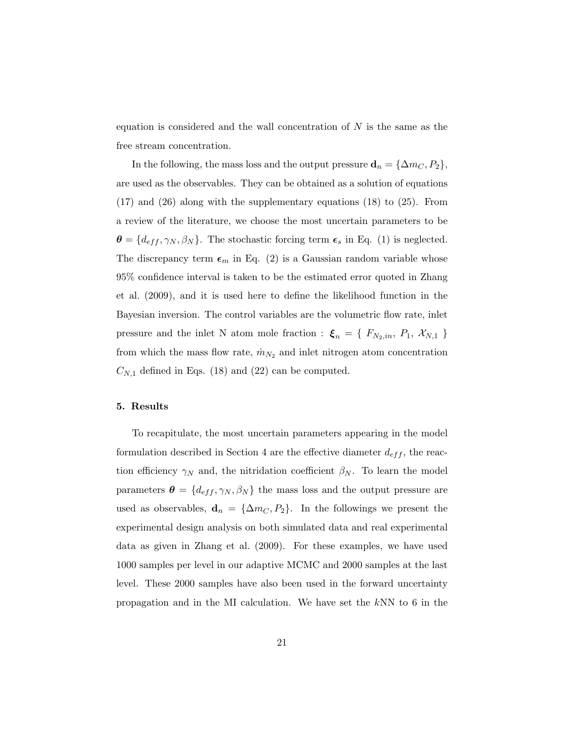equation is considered and the wall concentration of $N$ is the same as the free stream concentration.

In the following, the mass loss and the output pressure $\mathbf{d}_n = \{\Delta m_C, P_2\}$, are used as the observables. They can be obtained as a solution of equations (17) and (26) along with the supplementary equations (18) to (25). From a review of the literature, we choose the most uncertain parameters to be $\boldsymbol{\theta} = \{d_{eff}, \gamma_N, \beta_N\}$. The stochastic forcing term $\boldsymbol{\epsilon}_s$ in Eq. (1) is neglected. The discrepancy term $\boldsymbol{\epsilon}_m$ in Eq. (2) is a Gaussian random variable whose 95% confidence interval is taken to be the estimated error quoted in Zhang et al. (2009), and it is used here to define the likelihood function in the Bayesian inversion. The control variables are the volumetric flow rate, inlet pressure and the inlet N atom mole fraction : $\boldsymbol{\xi}_n = \{\ F_{N_2,in},\ P_1,\ \mathcal{X}_{N,1}\ \}$ from which the mass flow rate, $\dot{m}_{N_2}$ and inlet nitrogen atom concentration $C_{N,1}$ defined in Eqs. (18) and (22) can be computed.

## 5. Results

To recapitulate, the most uncertain parameters appearing in the model formulation described in Section 4 are the effective diameter $d_{eff}$, the reaction efficiency $\gamma_N$ and, the nitridation coefficient $\beta_N$. To learn the model parameters $\boldsymbol{\theta} = \{d_{eff}, \gamma_N, \beta_N\}$ the mass loss and the output pressure are used as observables, $\mathbf{d}_n = \{\Delta m_C, P_2\}$. In the followings we present the experimental design analysis on both simulated data and real experimental data as given in Zhang et al. (2009). For these examples, we have used 1000 samples per level in our adaptive MCMC and 2000 samples at the last level. These 2000 samples have also been used in the forward uncertainty propagation and in the MI calculation. We have set the $k$NN to 6 in the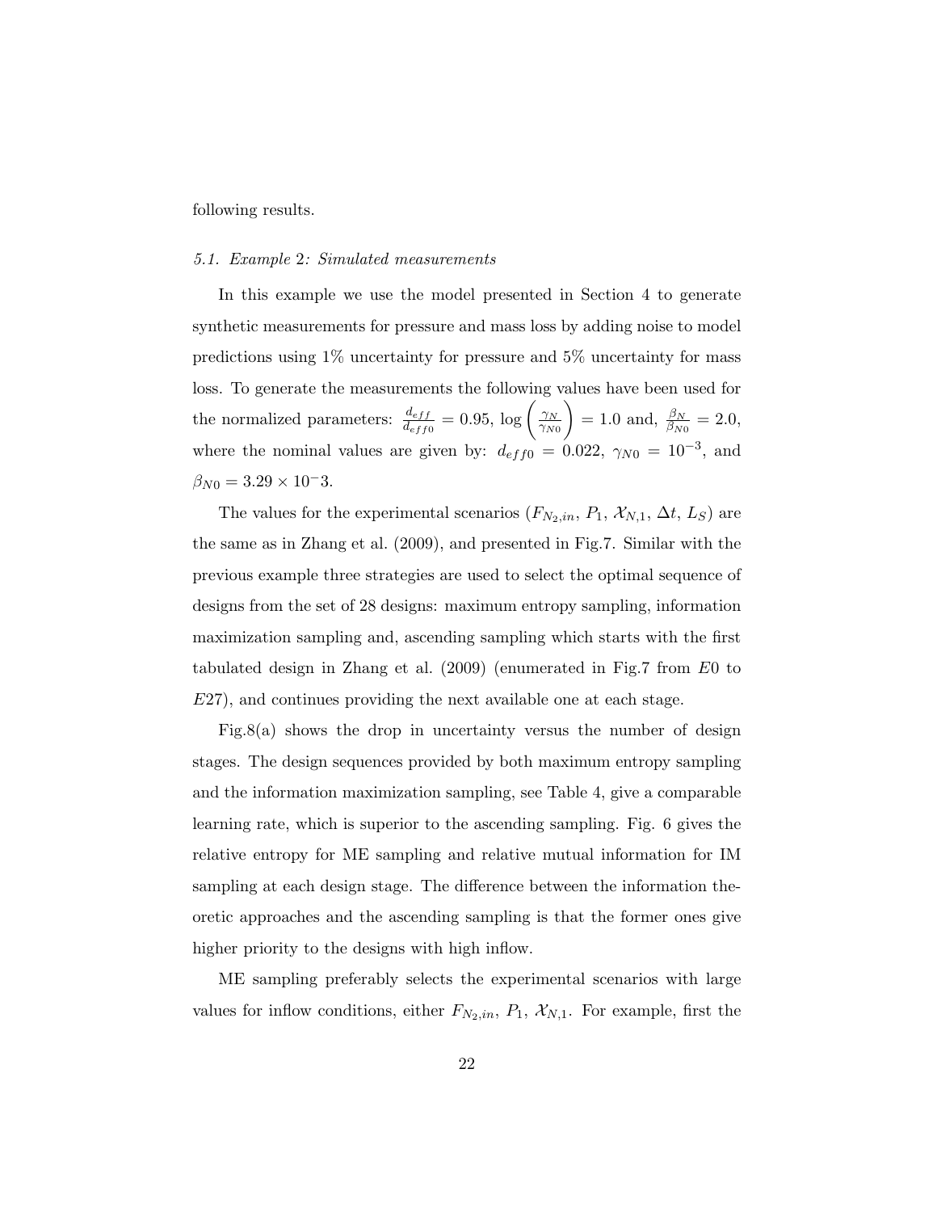following results.

### 5.1. Example 2: Simulated measurements

In this example we use the model presented in Section 4 to generate synthetic measurements for pressure and mass loss by adding noise to model predictions using 1% uncertainty for pressure and 5% uncertainty for mass loss. To generate the measurements the following values have been used for the normalized parameters: $\frac{d_{eff}}{d_{eff0}} = 0.95$, $\log\left(\frac{\gamma_N}{\gamma_{N0}}\right) = 1.0$ and, $\frac{\beta_N}{\beta_{N0}} = 2.0$, where the nominal values are given by: $d_{eff0} = 0.022$, $\gamma_{N0} = 10^{-3}$, and $\beta_{N0} = 3.29 \times 10^{-}3$.

The values for the experimental scenarios ($F_{N_2,in}$, $P_1$, $\mathcal{X}_{N,1}$, $\Delta t$, $L_S$) are the same as in Zhang et al. (2009), and presented in Fig.7. Similar with the previous example three strategies are used to select the optimal sequence of designs from the set of 28 designs: maximum entropy sampling, information maximization sampling and, ascending sampling which starts with the first tabulated design in Zhang et al. (2009) (enumerated in Fig.7 from $E0$ to $E27$), and continues providing the next available one at each stage.

Fig.8(a) shows the drop in uncertainty versus the number of design stages. The design sequences provided by both maximum entropy sampling and the information maximization sampling, see Table 4, give a comparable learning rate, which is superior to the ascending sampling. Fig. 6 gives the relative entropy for ME sampling and relative mutual information for IM sampling at each design stage. The difference between the information theoretic approaches and the ascending sampling is that the former ones give higher priority to the designs with high inflow.

ME sampling preferably selects the experimental scenarios with large values for inflow conditions, either $F_{N_2,in}$, $P_1$, $\mathcal{X}_{N,1}$. For example, first the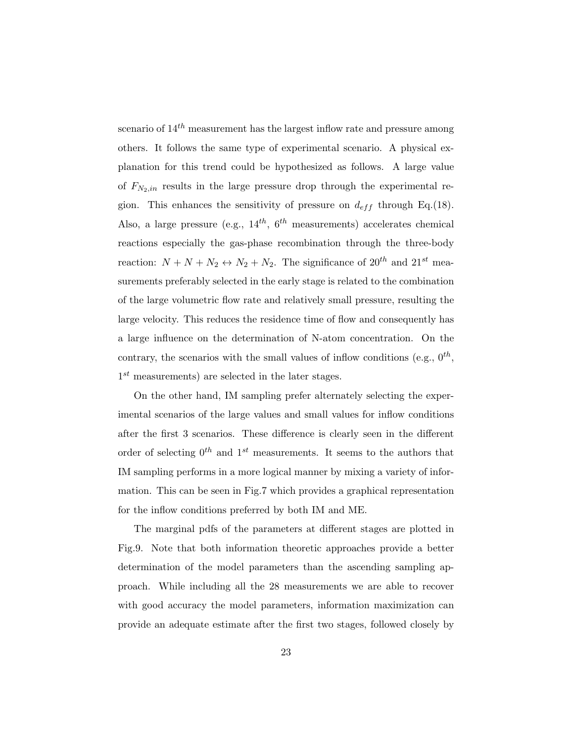scenario of $14^{th}$ measurement has the largest inflow rate and pressure among others. It follows the same type of experimental scenario. A physical explanation for this trend could be hypothesized as follows. A large value of $F_{N_2,in}$ results in the large pressure drop through the experimental region. This enhances the sensitivity of pressure on $d_{eff}$ through Eq.(18). Also, a large pressure (e.g., $14^{th}$, $6^{th}$ measurements) accelerates chemical reactions especially the gas-phase recombination through the three-body reaction: $N + N + N_2 \leftrightarrow N_2 + N_2$. The significance of $20^{th}$ and $21^{st}$ measurements preferably selected in the early stage is related to the combination of the large volumetric flow rate and relatively small pressure, resulting the large velocity. This reduces the residence time of flow and consequently has a large influence on the determination of N-atom concentration. On the contrary, the scenarios with the small values of inflow conditions (e.g., $0^{th}$, $1^{st}$ measurements) are selected in the later stages.

On the other hand, IM sampling prefer alternately selecting the experimental scenarios of the large values and small values for inflow conditions after the first 3 scenarios. These difference is clearly seen in the different order of selecting $0^{th}$ and $1^{st}$ measurements. It seems to the authors that IM sampling performs in a more logical manner by mixing a variety of information. This can be seen in Fig.7 which provides a graphical representation for the inflow conditions preferred by both IM and ME.

The marginal pdfs of the parameters at different stages are plotted in Fig.9. Note that both information theoretic approaches provide a better determination of the model parameters than the ascending sampling approach. While including all the 28 measurements we are able to recover with good accuracy the model parameters, information maximization can provide an adequate estimate after the first two stages, followed closely by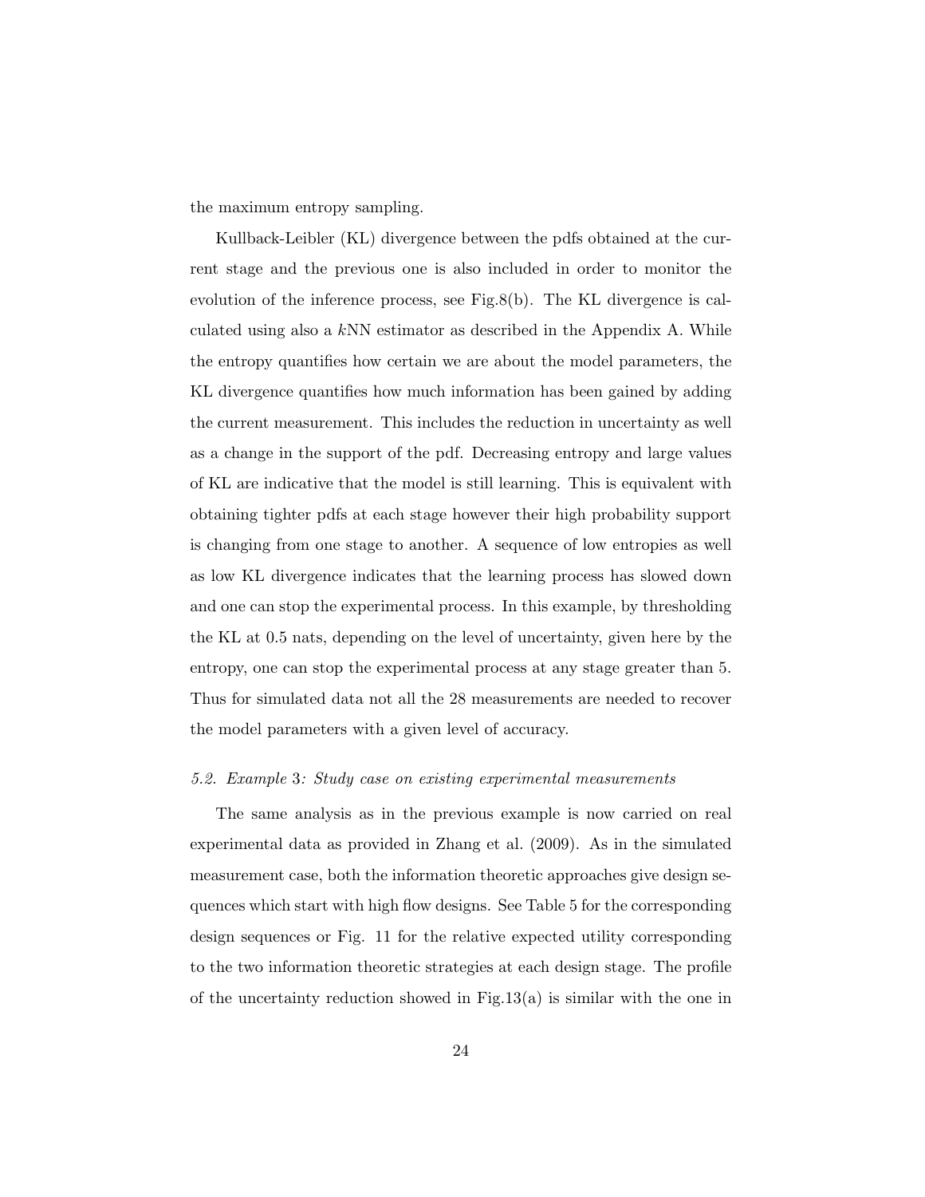the maximum entropy sampling.

Kullback-Leibler (KL) divergence between the pdfs obtained at the current stage and the previous one is also included in order to monitor the evolution of the inference process, see Fig.8(b). The KL divergence is calculated using also a $k$NN estimator as described in the Appendix A. While the entropy quantifies how certain we are about the model parameters, the KL divergence quantifies how much information has been gained by adding the current measurement. This includes the reduction in uncertainty as well as a change in the support of the pdf. Decreasing entropy and large values of KL are indicative that the model is still learning. This is equivalent with obtaining tighter pdfs at each stage however their high probability support is changing from one stage to another. A sequence of low entropies as well as low KL divergence indicates that the learning process has slowed down and one can stop the experimental process. In this example, by thresholding the KL at 0.5 nats, depending on the level of uncertainty, given here by the entropy, one can stop the experimental process at any stage greater than 5. Thus for simulated data not all the 28 measurements are needed to recover the model parameters with a given level of accuracy.

### *5.2. Example 3: Study case on existing experimental measurements*

The same analysis as in the previous example is now carried on real experimental data as provided in Zhang et al. (2009). As in the simulated measurement case, both the information theoretic approaches give design sequences which start with high flow designs. See Table 5 for the corresponding design sequences or Fig. 11 for the relative expected utility corresponding to the two information theoretic strategies at each design stage. The profile of the uncertainty reduction showed in Fig.13(a) is similar with the one in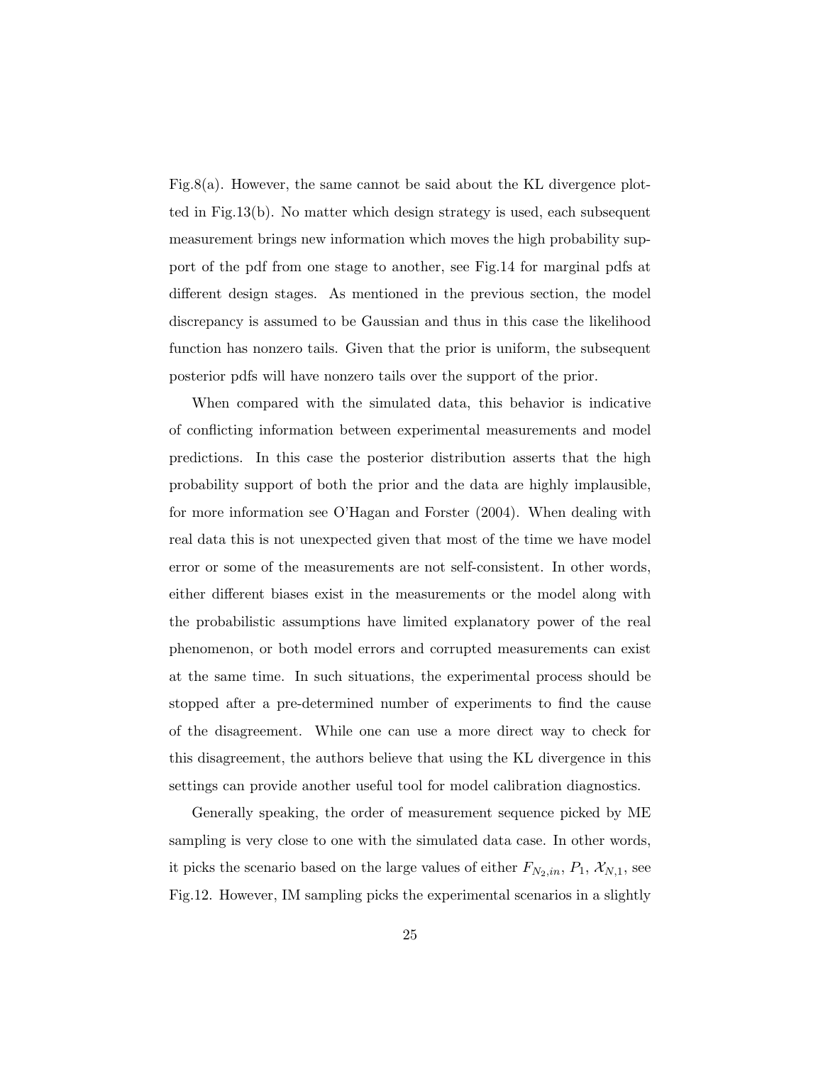Fig.8(a). However, the same cannot be said about the KL divergence plotted in Fig.13(b). No matter which design strategy is used, each subsequent measurement brings new information which moves the high probability support of the pdf from one stage to another, see Fig.14 for marginal pdfs at different design stages. As mentioned in the previous section, the model discrepancy is assumed to be Gaussian and thus in this case the likelihood function has nonzero tails. Given that the prior is uniform, the subsequent posterior pdfs will have nonzero tails over the support of the prior.

When compared with the simulated data, this behavior is indicative of conflicting information between experimental measurements and model predictions. In this case the posterior distribution asserts that the high probability support of both the prior and the data are highly implausible, for more information see O'Hagan and Forster (2004). When dealing with real data this is not unexpected given that most of the time we have model error or some of the measurements are not self-consistent. In other words, either different biases exist in the measurements or the model along with the probabilistic assumptions have limited explanatory power of the real phenomenon, or both model errors and corrupted measurements can exist at the same time. In such situations, the experimental process should be stopped after a pre-determined number of experiments to find the cause of the disagreement. While one can use a more direct way to check for this disagreement, the authors believe that using the KL divergence in this settings can provide another useful tool for model calibration diagnostics.

Generally speaking, the order of measurement sequence picked by ME sampling is very close to one with the simulated data case. In other words, it picks the scenario based on the large values of either $F_{N_2,in}$, $P_1$, $\mathcal{X}_{N,1}$, see Fig.12. However, IM sampling picks the experimental scenarios in a slightly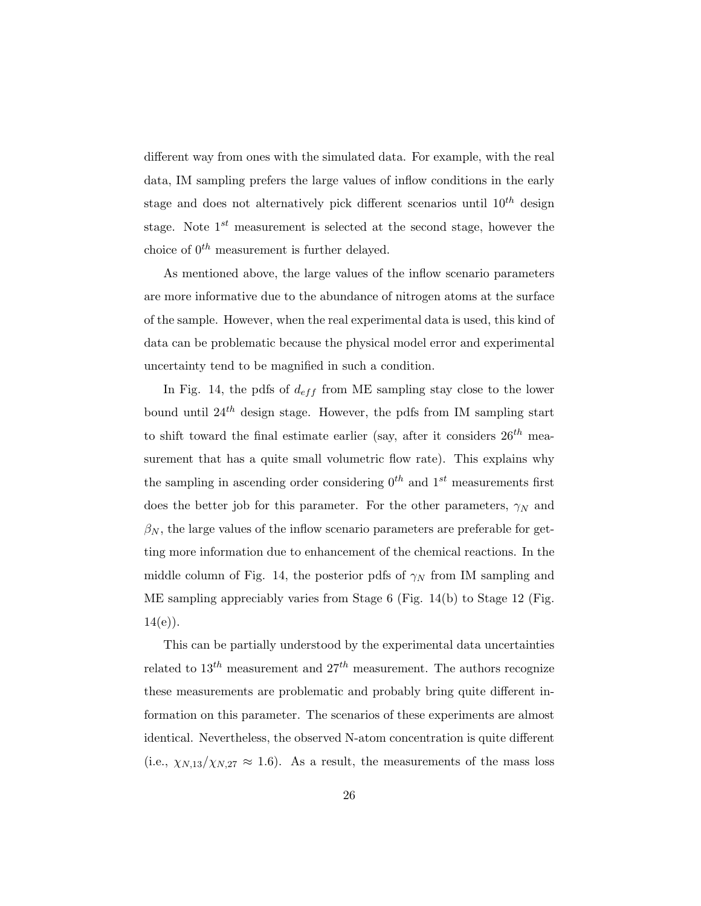different way from ones with the simulated data. For example, with the real data, IM sampling prefers the large values of inflow conditions in the early stage and does not alternatively pick different scenarios until $10^{th}$ design stage. Note $1^{st}$ measurement is selected at the second stage, however the choice of $0^{th}$ measurement is further delayed.

As mentioned above, the large values of the inflow scenario parameters are more informative due to the abundance of nitrogen atoms at the surface of the sample. However, when the real experimental data is used, this kind of data can be problematic because the physical model error and experimental uncertainty tend to be magnified in such a condition.

In Fig. 14, the pdfs of $d_{eff}$ from ME sampling stay close to the lower bound until $24^{th}$ design stage. However, the pdfs from IM sampling start to shift toward the final estimate earlier (say, after it considers $26^{th}$ measurement that has a quite small volumetric flow rate). This explains why the sampling in ascending order considering $0^{th}$ and $1^{st}$ measurements first does the better job for this parameter. For the other parameters, $\gamma_N$ and $\beta_N$, the large values of the inflow scenario parameters are preferable for getting more information due to enhancement of the chemical reactions. In the middle column of Fig. 14, the posterior pdfs of $\gamma_N$ from IM sampling and ME sampling appreciably varies from Stage 6 (Fig. 14(b) to Stage 12 (Fig. 14(e)).

This can be partially understood by the experimental data uncertainties related to $13^{th}$ measurement and $27^{th}$ measurement. The authors recognize these measurements are problematic and probably bring quite different information on this parameter. The scenarios of these experiments are almost identical. Nevertheless, the observed N-atom concentration is quite different (i.e., $\chi_{N,13}/\chi_{N,27} \approx 1.6$). As a result, the measurements of the mass loss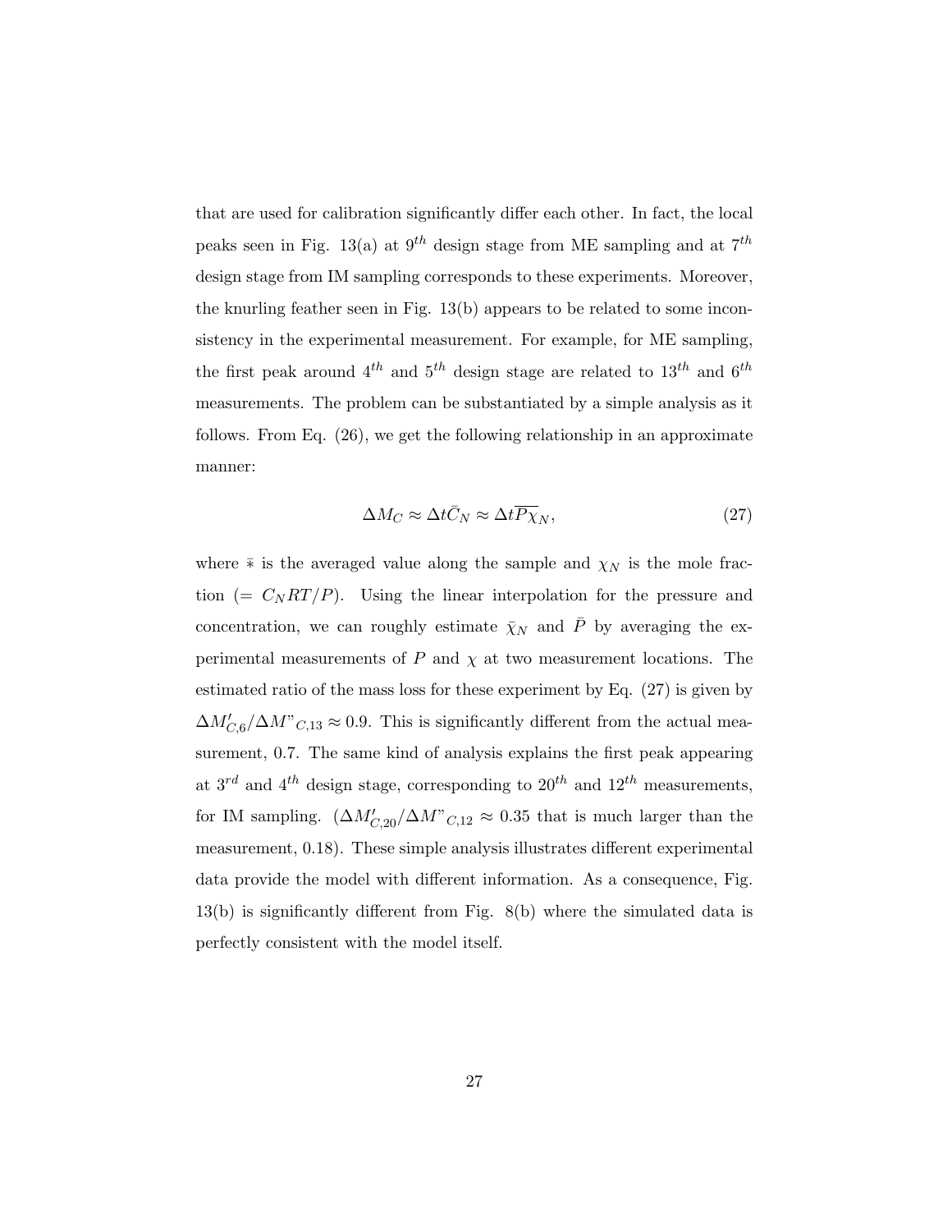that are used for calibration significantly differ each other. In fact, the local peaks seen in Fig. 13(a) at $9^{th}$ design stage from ME sampling and at $7^{th}$ design stage from IM sampling corresponds to these experiments. Moreover, the knurling feather seen in Fig. 13(b) appears to be related to some inconsistency in the experimental measurement. For example, for ME sampling, the first peak around $4^{th}$ and $5^{th}$ design stage are related to $13^{th}$ and $6^{th}$ measurements. The problem can be substantiated by a simple analysis as it follows. From Eq. (26), we get the following relationship in an approximate manner:

$$\Delta M_C \approx \Delta t \bar{C}_N \approx \Delta t \overline{P \chi_N}, \tag{27}$$

where $\bar{*}$ is the averaged value along the sample and $\chi_N$ is the mole fraction ($= C_N RT/P$). Using the linear interpolation for the pressure and concentration, we can roughly estimate $\bar{\chi}_N$ and $\bar{P}$ by averaging the experimental measurements of $P$ and $\chi$ at two measurement locations. The estimated ratio of the mass loss for these experiment by Eq. (27) is given by $\Delta M'_{C,6}/\Delta M"_{C,13} \approx 0.9$. This is significantly different from the actual measurement, 0.7. The same kind of analysis explains the first peak appearing at $3^{rd}$ and $4^{th}$ design stage, corresponding to $20^{th}$ and $12^{th}$ measurements, for IM sampling. ($\Delta M'_{C,20}/\Delta M"_{C,12} \approx 0.35$ that is much larger than the measurement, 0.18). These simple analysis illustrates different experimental data provide the model with different information. As a consequence, Fig. 13(b) is significantly different from Fig. 8(b) where the simulated data is perfectly consistent with the model itself.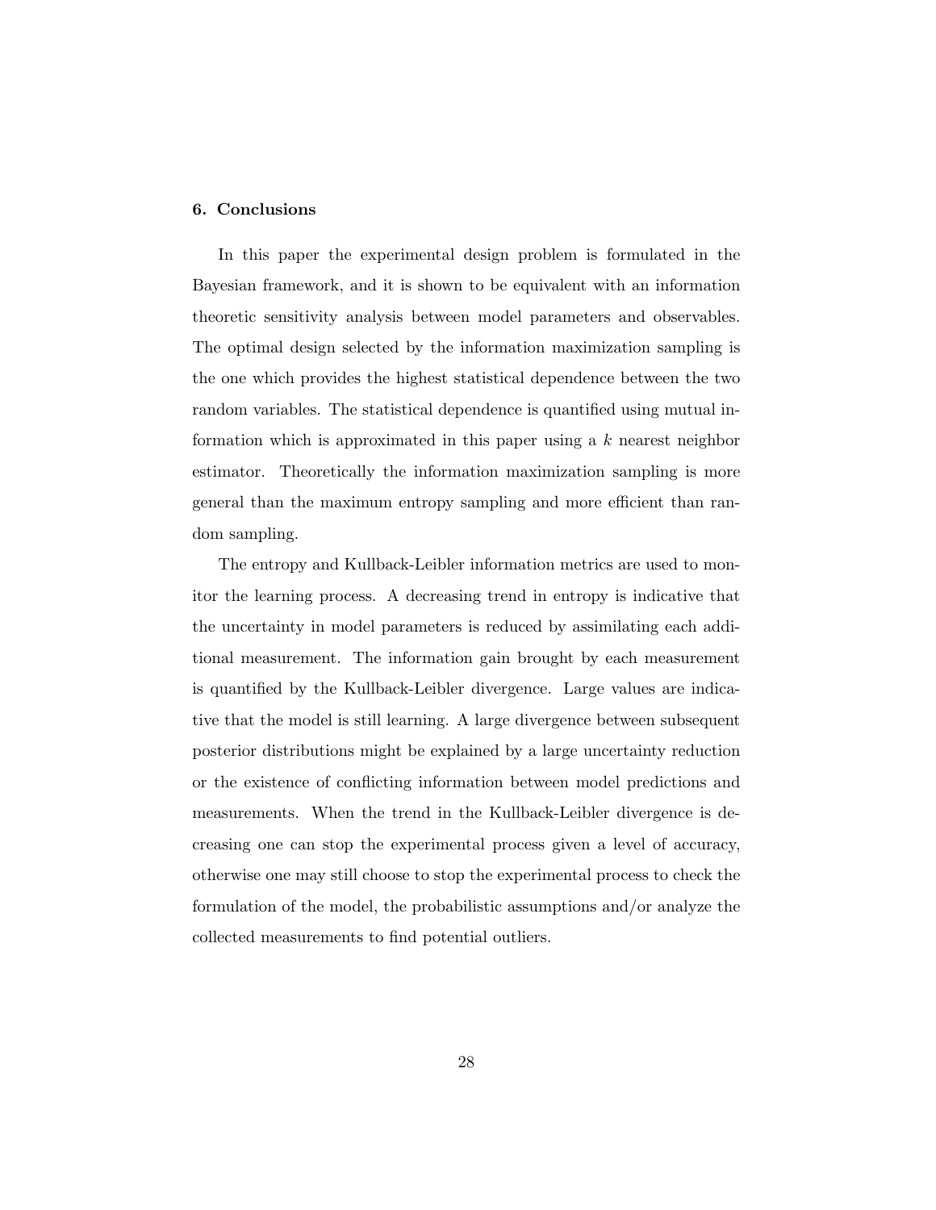## 6. Conclusions

In this paper the experimental design problem is formulated in the Bayesian framework, and it is shown to be equivalent with an information theoretic sensitivity analysis between model parameters and observables. The optimal design selected by the information maximization sampling is the one which provides the highest statistical dependence between the two random variables. The statistical dependence is quantified using mutual information which is approximated in this paper using a $k$ nearest neighbor estimator. Theoretically the information maximization sampling is more general than the maximum entropy sampling and more efficient than random sampling.

The entropy and Kullback-Leibler information metrics are used to monitor the learning process. A decreasing trend in entropy is indicative that the uncertainty in model parameters is reduced by assimilating each additional measurement. The information gain brought by each measurement is quantified by the Kullback-Leibler divergence. Large values are indicative that the model is still learning. A large divergence between subsequent posterior distributions might be explained by a large uncertainty reduction or the existence of conflicting information between model predictions and measurements. When the trend in the Kullback-Leibler divergence is decreasing one can stop the experimental process given a level of accuracy, otherwise one may still choose to stop the experimental process to check the formulation of the model, the probabilistic assumptions and/or analyze the collected measurements to find potential outliers.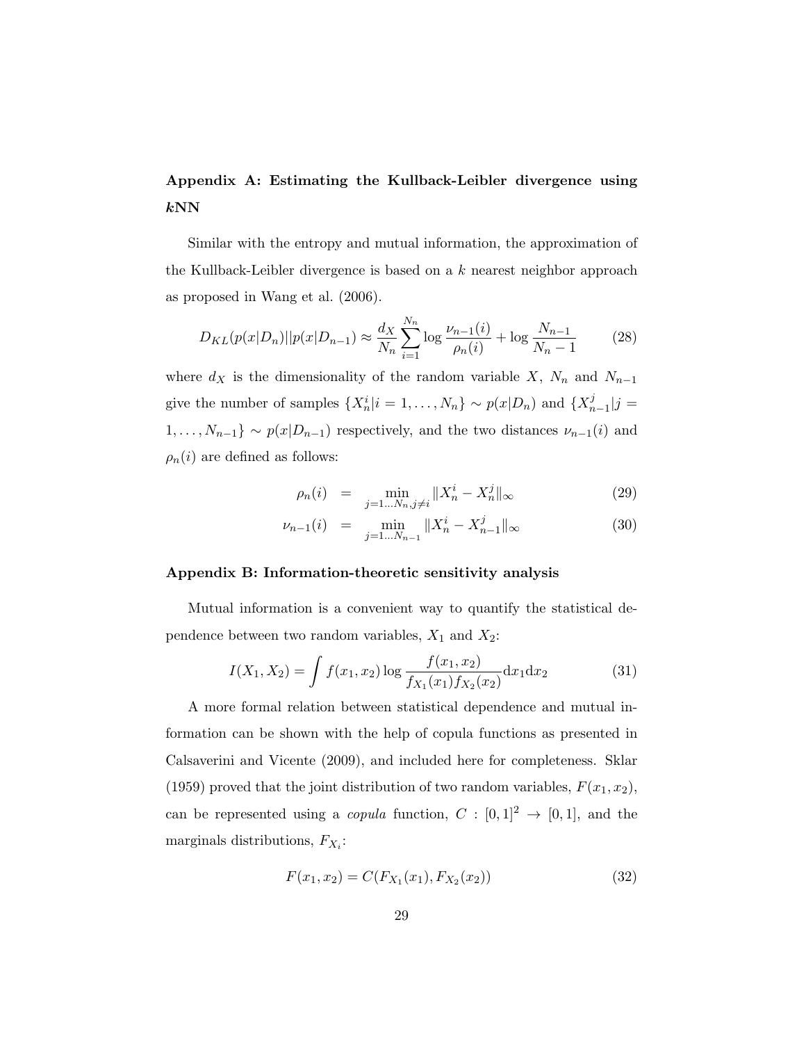## Appendix A: Estimating the Kullback-Leibler divergence using *k*NN

Similar with the entropy and mutual information, the approximation of the Kullback-Leibler divergence is based on a $k$ nearest neighbor approach as proposed in Wang et al. (2006).

$$D_{KL}(p(x|D_n)||p(x|D_{n-1}) \approx \frac{d_X}{N_n} \sum_{i=1}^{N_n} \log \frac{\nu_{n-1}(i)}{\rho_n(i)} + \log \frac{N_{n-1}}{N_n - 1} \tag{28}$$

where $d_X$ is the dimensionality of the random variable $X$, $N_n$ and $N_{n-1}$ give the number of samples $\{X_n^i | i = 1, \ldots, N_n\} \sim p(x|D_n)$ and $\{X_{n-1}^j | j = 1, \ldots, N_{n-1}\} \sim p(x|D_{n-1})$ respectively, and the two distances $\nu_{n-1}(i)$ and $\rho_n(i)$ are defined as follows:

$$\rho_n(i) = \min_{j=1\ldots N_n, j \neq i} \|X_n^i - X_n^j\|_\infty \tag{29}$$

$$\nu_{n-1}(i) = \min_{j=1\ldots N_{n-1}} \|X_n^i - X_{n-1}^j\|_\infty \tag{30}$$

## Appendix B: Information-theoretic sensitivity analysis

Mutual information is a convenient way to quantify the statistical dependence between two random variables, $X_1$ and $X_2$:

$$I(X_1, X_2) = \int f(x_1, x_2) \log \frac{f(x_1, x_2)}{f_{X_1}(x_1) f_{X_2}(x_2)} \mathrm{d}x_1 \mathrm{d}x_2 \tag{31}$$

A more formal relation between statistical dependence and mutual information can be shown with the help of copula functions as presented in Calsaverini and Vicente (2009), and included here for completeness. Sklar (1959) proved that the joint distribution of two random variables, $F(x_1, x_2)$, can be represented using a *copula* function, $C : [0,1]^2 \to [0,1]$, and the marginals distributions, $F_{X_i}$:

$$F(x_1, x_2) = C(F_{X_1}(x_1), F_{X_2}(x_2)) \tag{32}$$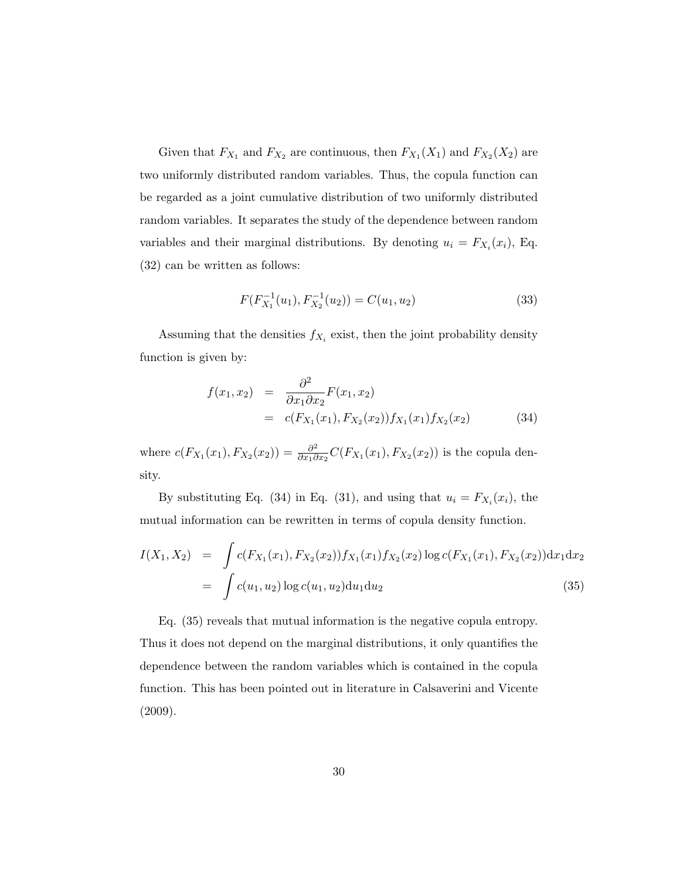Given that $F_{X_1}$ and $F_{X_2}$ are continuous, then $F_{X_1}(X_1)$ and $F_{X_2}(X_2)$ are two uniformly distributed random variables. Thus, the copula function can be regarded as a joint cumulative distribution of two uniformly distributed random variables. It separates the study of the dependence between random variables and their marginal distributions. By denoting $u_i = F_{X_i}(x_i)$, Eq. (32) can be written as follows:

$$F(F_{X_1}^{-1}(u_1), F_{X_2}^{-1}(u_2)) = C(u_1, u_2) \tag{33}$$

Assuming that the densities $f_{X_i}$ exist, then the joint probability density function is given by:

$$\begin{aligned} f(x_1, x_2) &= \frac{\partial^2}{\partial x_1 \partial x_2} F(x_1, x_2) \\ &= c(F_{X_1}(x_1), F_{X_2}(x_2)) f_{X_1}(x_1) f_{X_2}(x_2) \end{aligned} \tag{34}$$

where $c(F_{X_1}(x_1), F_{X_2}(x_2)) = \frac{\partial^2}{\partial x_1 \partial x_2} C(F_{X_1}(x_1), F_{X_2}(x_2))$ is the copula density.

By substituting Eq. (34) in Eq. (31), and using that $u_i = F_{X_i}(x_i)$, the mutual information can be rewritten in terms of copula density function.

$$\begin{aligned} I(X_1, X_2) &= \int c(F_{X_1}(x_1), F_{X_2}(x_2)) f_{X_1}(x_1) f_{X_2}(x_2) \log c(F_{X_1}(x_1), F_{X_2}(x_2)) \mathrm{d}x_1 \mathrm{d}x_2 \\ &= \int c(u_1, u_2) \log c(u_1, u_2) \mathrm{d}u_1 \mathrm{d}u_2 \end{aligned} \tag{35}$$

Eq. (35) reveals that mutual information is the negative copula entropy. Thus it does not depend on the marginal distributions, it only quantifies the dependence between the random variables which is contained in the copula function. This has been pointed out in literature in Calsaverini and Vicente (2009).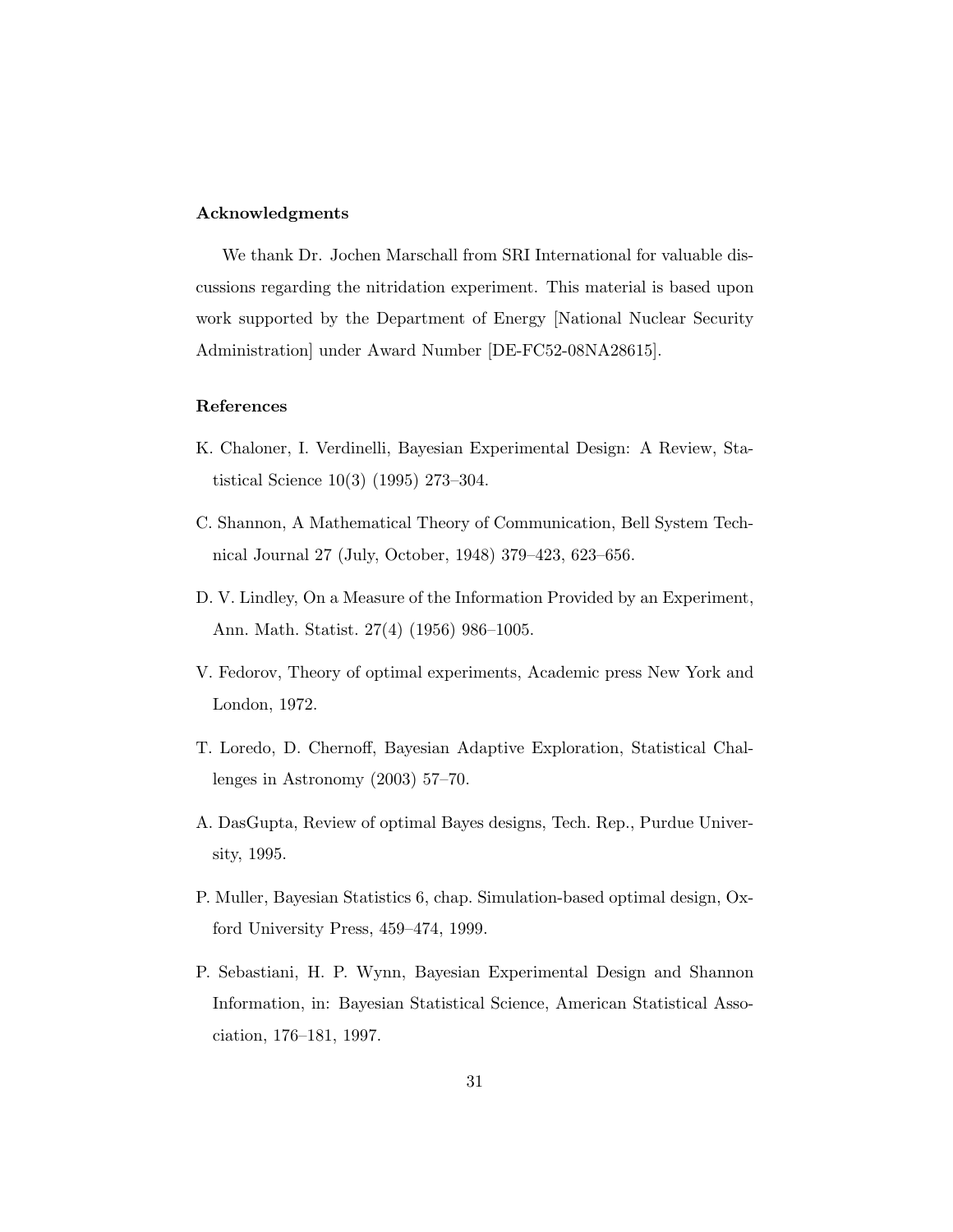### Acknowledgments

We thank Dr. Jochen Marschall from SRI International for valuable discussions regarding the nitridation experiment. This material is based upon work supported by the Department of Energy [National Nuclear Security Administration] under Award Number [DE-FC52-08NA28615].

### References

K. Chaloner, I. Verdinelli, Bayesian Experimental Design: A Review, Statistical Science 10(3) (1995) 273–304.

C. Shannon, A Mathematical Theory of Communication, Bell System Technical Journal 27 (July, October, 1948) 379–423, 623–656.

D. V. Lindley, On a Measure of the Information Provided by an Experiment, Ann. Math. Statist. 27(4) (1956) 986–1005.

V. Fedorov, Theory of optimal experiments, Academic press New York and London, 1972.

T. Loredo, D. Chernoff, Bayesian Adaptive Exploration, Statistical Challenges in Astronomy (2003) 57–70.

A. DasGupta, Review of optimal Bayes designs, Tech. Rep., Purdue University, 1995.

P. Muller, Bayesian Statistics 6, chap. Simulation-based optimal design, Oxford University Press, 459–474, 1999.

P. Sebastiani, H. P. Wynn, Bayesian Experimental Design and Shannon Information, in: Bayesian Statistical Science, American Statistical Association, 176–181, 1997.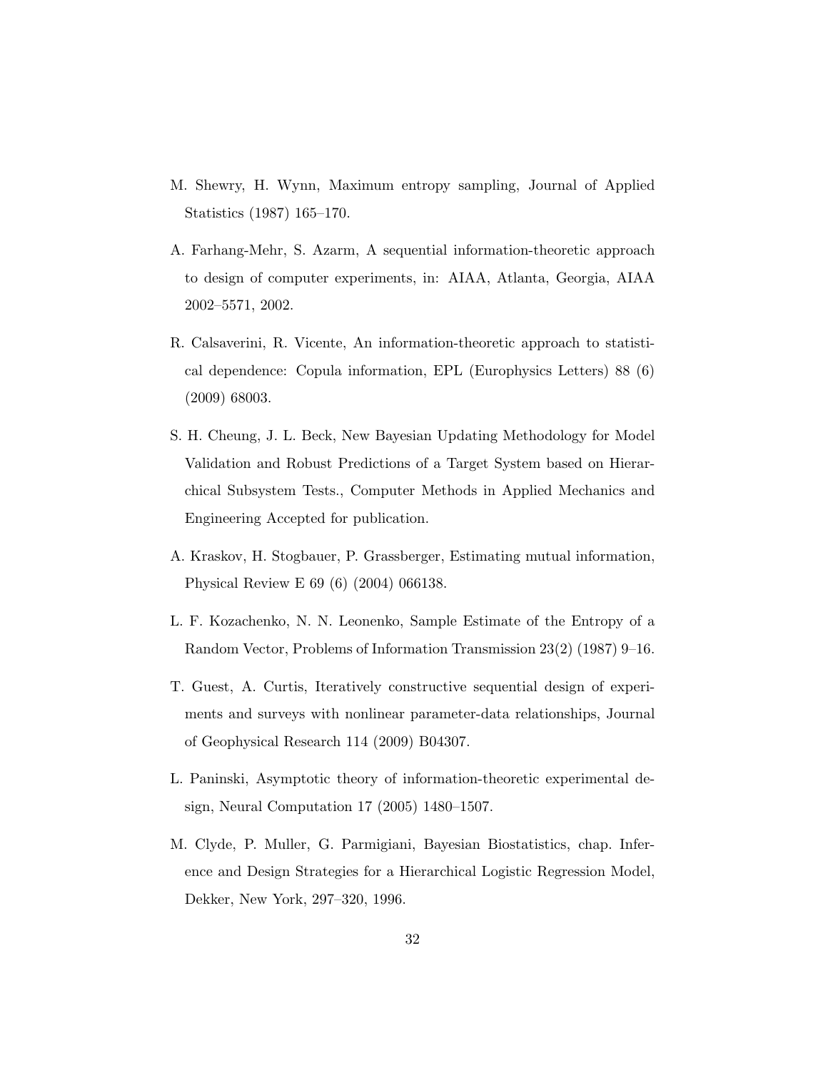M. Shewry, H. Wynn, Maximum entropy sampling, Journal of Applied Statistics (1987) 165–170.

A. Farhang-Mehr, S. Azarm, A sequential information-theoretic approach to design of computer experiments, in: AIAA, Atlanta, Georgia, AIAA 2002–5571, 2002.

R. Calsaverini, R. Vicente, An information-theoretic approach to statistical dependence: Copula information, EPL (Europhysics Letters) 88 (6) (2009) 68003.

S. H. Cheung, J. L. Beck, New Bayesian Updating Methodology for Model Validation and Robust Predictions of a Target System based on Hierarchical Subsystem Tests., Computer Methods in Applied Mechanics and Engineering Accepted for publication.

A. Kraskov, H. Stogbauer, P. Grassberger, Estimating mutual information, Physical Review E 69 (6) (2004) 066138.

L. F. Kozachenko, N. N. Leonenko, Sample Estimate of the Entropy of a Random Vector, Problems of Information Transmission 23(2) (1987) 9–16.

T. Guest, A. Curtis, Iteratively constructive sequential design of experiments and surveys with nonlinear parameter-data relationships, Journal of Geophysical Research 114 (2009) B04307.

L. Paninski, Asymptotic theory of information-theoretic experimental design, Neural Computation 17 (2005) 1480–1507.

M. Clyde, P. Muller, G. Parmigiani, Bayesian Biostatistics, chap. Inference and Design Strategies for a Hierarchical Logistic Regression Model, Dekker, New York, 297–320, 1996.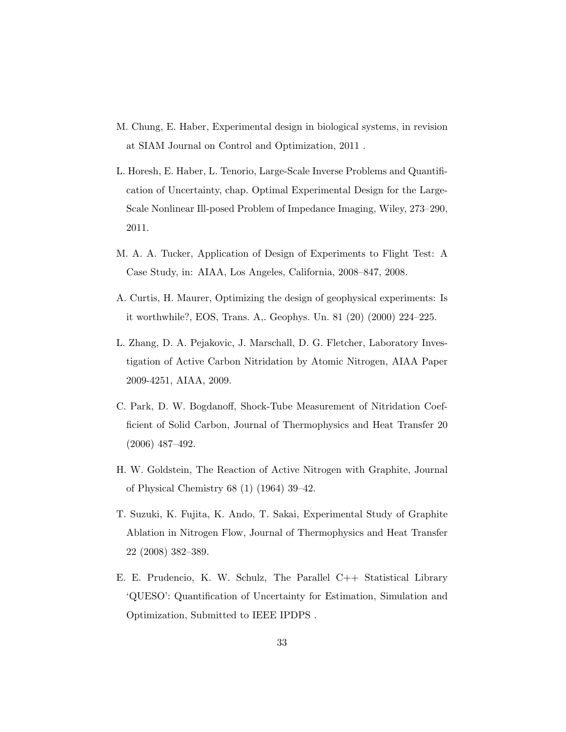M. Chung, E. Haber, Experimental design in biological systems, in revision at SIAM Journal on Control and Optimization, 2011 .

L. Horesh, E. Haber, L. Tenorio, Large-Scale Inverse Problems and Quantification of Uncertainty, chap. Optimal Experimental Design for the Large-Scale Nonlinear Ill-posed Problem of Impedance Imaging, Wiley, 273–290, 2011.

M. A. A. Tucker, Application of Design of Experiments to Flight Test: A Case Study, in: AIAA, Los Angeles, California, 2008–847, 2008.

A. Curtis, H. Maurer, Optimizing the design of geophysical experiments: Is it worthwhile?, EOS, Trans. A,. Geophys. Un. 81 (20) (2000) 224–225.

L. Zhang, D. A. Pejakovic, J. Marschall, D. G. Fletcher, Laboratory Investigation of Active Carbon Nitridation by Atomic Nitrogen, AIAA Paper 2009-4251, AIAA, 2009.

C. Park, D. W. Bogdanoff, Shock-Tube Measurement of Nitridation Coefficient of Solid Carbon, Journal of Thermophysics and Heat Transfer 20 (2006) 487–492.

H. W. Goldstein, The Reaction of Active Nitrogen with Graphite, Journal of Physical Chemistry 68 (1) (1964) 39–42.

T. Suzuki, K. Fujita, K. Ando, T. Sakai, Experimental Study of Graphite Ablation in Nitrogen Flow, Journal of Thermophysics and Heat Transfer 22 (2008) 382–389.

E. E. Prudencio, K. W. Schulz, The Parallel C++ Statistical Library 'QUESO': Quantification of Uncertainty for Estimation, Simulation and Optimization, Submitted to IEEE IPDPS .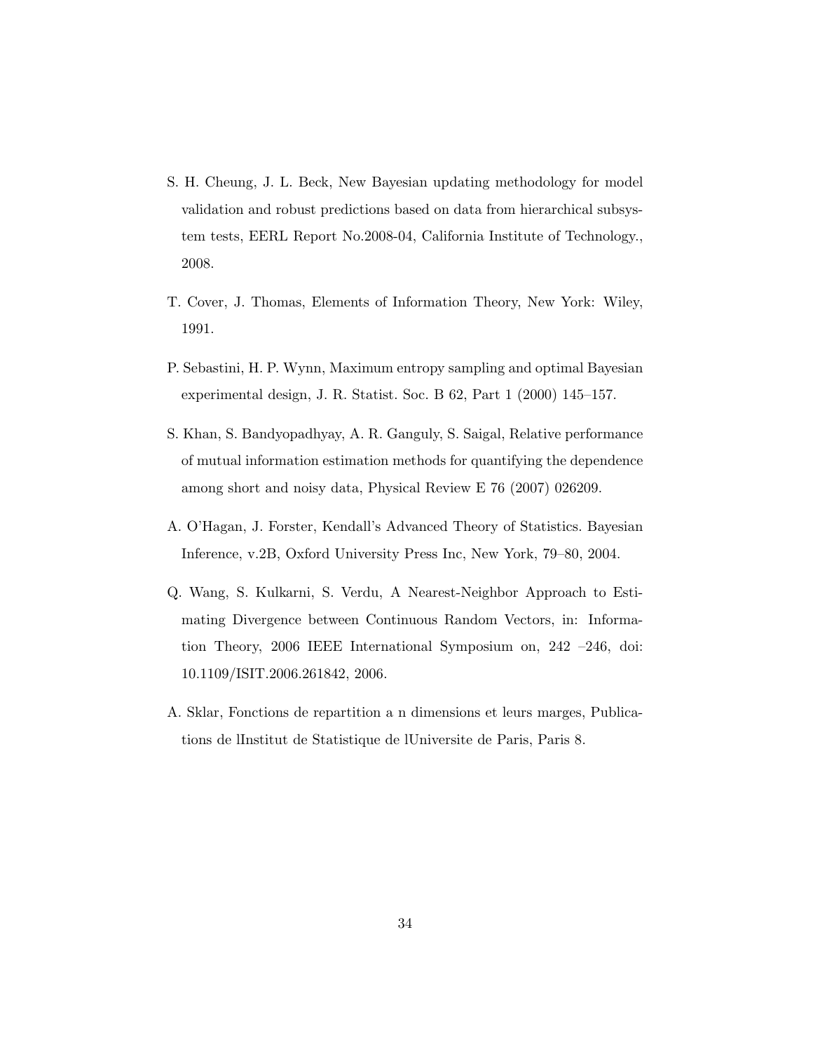S. H. Cheung, J. L. Beck, New Bayesian updating methodology for model validation and robust predictions based on data from hierarchical subsystem tests, EERL Report No.2008-04, California Institute of Technology., 2008.

T. Cover, J. Thomas, Elements of Information Theory, New York: Wiley, 1991.

P. Sebastini, H. P. Wynn, Maximum entropy sampling and optimal Bayesian experimental design, J. R. Statist. Soc. B 62, Part 1 (2000) 145–157.

S. Khan, S. Bandyopadhyay, A. R. Ganguly, S. Saigal, Relative performance of mutual information estimation methods for quantifying the dependence among short and noisy data, Physical Review E 76 (2007) 026209.

A. O'Hagan, J. Forster, Kendall's Advanced Theory of Statistics. Bayesian Inference, v.2B, Oxford University Press Inc, New York, 79–80, 2004.

Q. Wang, S. Kulkarni, S. Verdu, A Nearest-Neighbor Approach to Estimating Divergence between Continuous Random Vectors, in: Information Theory, 2006 IEEE International Symposium on, 242 –246, doi: 10.1109/ISIT.2006.261842, 2006.

A. Sklar, Fonctions de repartition a n dimensions et leurs marges, Publications de lInstitut de Statistique de lUniversite de Paris, Paris 8.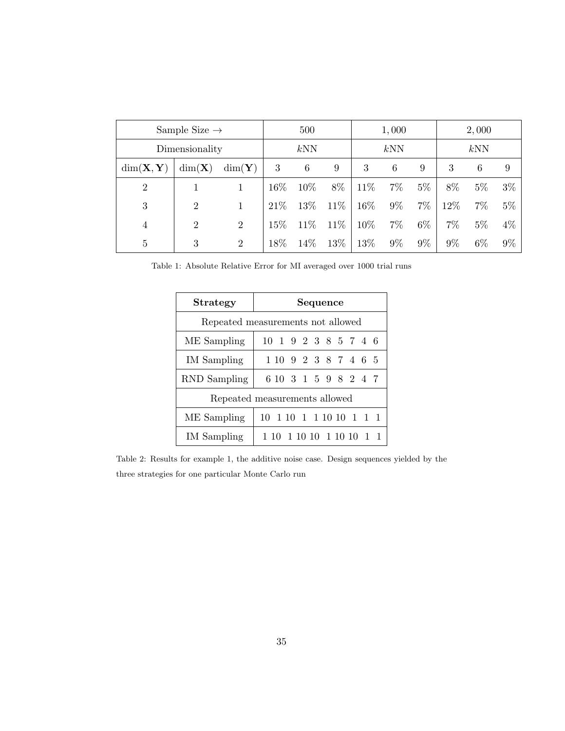| Sample Size → | | | 500 | | | 1,000 | | | 2,000 | | |
|---|---|---|---|---|---|---|---|---|---|---|---|
| Dimensionality | | | $k$NN | | | $k$NN | | | $k$NN | | |
| $\dim(\mathbf{X}, \mathbf{Y})$ | $\dim(\mathbf{X})$ | $\dim(\mathbf{Y})$ | 3 | 6 | 9 | 3 | 6 | 9 | 3 | 6 | 9 |
| 2 | 1 | 1 | 16% | 10% | 8% | 11% | 7% | 5% | 8% | 5% | 3% |
| 3 | 2 | 1 | 21% | 13% | 11% | 16% | 9% | 7% | 12% | 7% | 5% |
| 4 | 2 | 2 | 15% | 11% | 11% | 10% | 7% | 6% | 7% | 5% | 4% |
| 5 | 3 | 2 | 18% | 14% | 13% | 13% | 9% | 9% | 9% | 6% | 9% |

Table 1: Absolute Relative Error for MI averaged over 1000 trial runs

| **Strategy** | **Sequence** |
|---|---|
| Repeated measurements not allowed | |
| ME Sampling | 10 1 9 2 3 8 5 7 4 6 |
| IM Sampling | 1 10 9 2 3 8 7 4 6 5 |
| RND Sampling | 6 10 3 1 5 9 8 2 4 7 |
| Repeated measurements allowed | |
| ME Sampling | 10 1 10 1 1 10 10 1 1 1 |
| IM Sampling | 1 10 1 10 10 1 10 10 1 1 |

Table 2: Results for example 1, the additive noise case. Design sequences yielded by the three strategies for one particular Monte Carlo run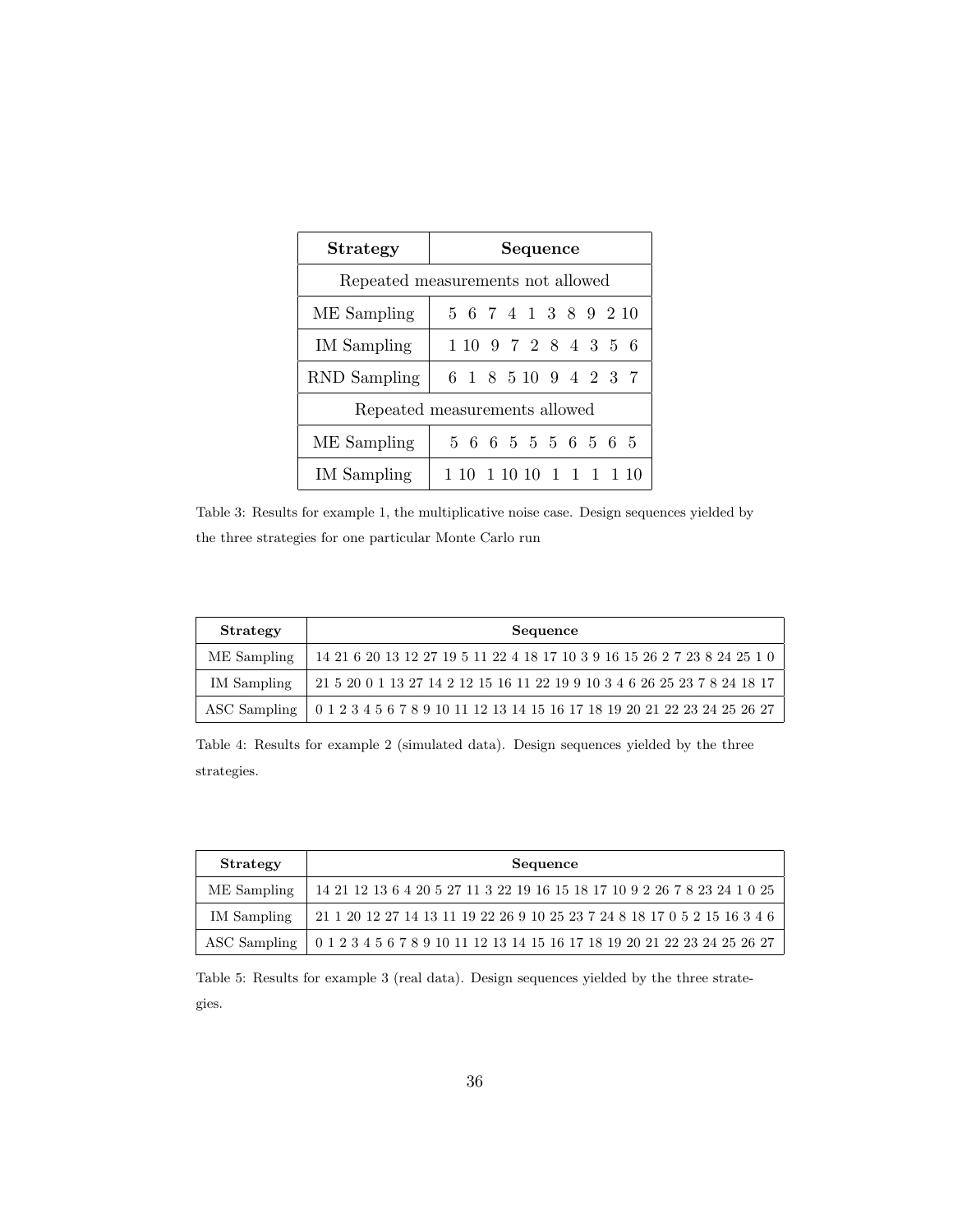| **Strategy** | **Sequence** |
|---|---|
| Repeated measurements not allowed | |
| ME Sampling | 5 6 7 4 1 3 8 9 2 10 |
| IM Sampling | 1 10 9 7 2 8 4 3 5 6 |
| RND Sampling | 6 1 8 5 10 9 4 2 3 7 |
| Repeated measurements allowed | |
| ME Sampling | 5 6 6 5 5 5 6 5 6 5 |
| IM Sampling | 1 10 1 10 10 1 1 1 1 10 |

Table 3: Results for example 1, the multiplicative noise case. Design sequences yielded by the three strategies for one particular Monte Carlo run

| **Strategy** | **Sequence** |
|---|---|
| ME Sampling | 14 21 6 20 13 12 27 19 5 11 22 4 18 17 10 3 9 16 15 26 2 7 23 8 24 25 1 0 |
| IM Sampling | 21 5 20 0 1 13 27 14 2 12 15 16 11 22 19 9 10 3 4 6 26 25 23 7 8 24 18 17 |
| ASC Sampling | 0 1 2 3 4 5 6 7 8 9 10 11 12 13 14 15 16 17 18 19 20 21 22 23 24 25 26 27 |

Table 4: Results for example 2 (simulated data). Design sequences yielded by the three strategies.

| **Strategy** | **Sequence** |
|---|---|
| ME Sampling | 14 21 12 13 6 4 20 5 27 11 3 22 19 16 15 18 17 10 9 2 26 7 8 23 24 1 0 25 |
| IM Sampling | 21 1 20 12 27 14 13 11 19 22 26 9 10 25 23 7 24 8 18 17 0 5 2 15 16 3 4 6 |
| ASC Sampling | 0 1 2 3 4 5 6 7 8 9 10 11 12 13 14 15 16 17 18 19 20 21 22 23 24 25 26 27 |

Table 5: Results for example 3 (real data). Design sequences yielded by the three strategies.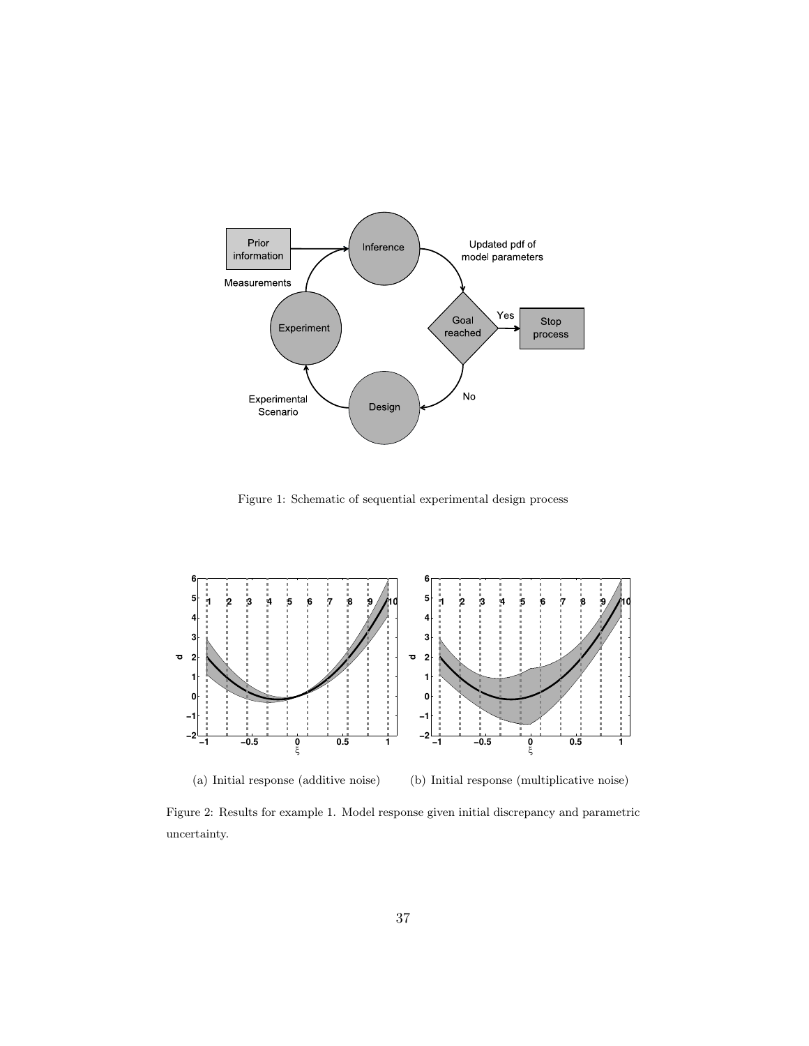Figure 1: Schematic of sequential experimental design process

(a) Initial response (additive noise)

(b) Initial response (multiplicative noise)

Figure 2: Results for example 1. Model response given initial discrepancy and parametric uncertainty.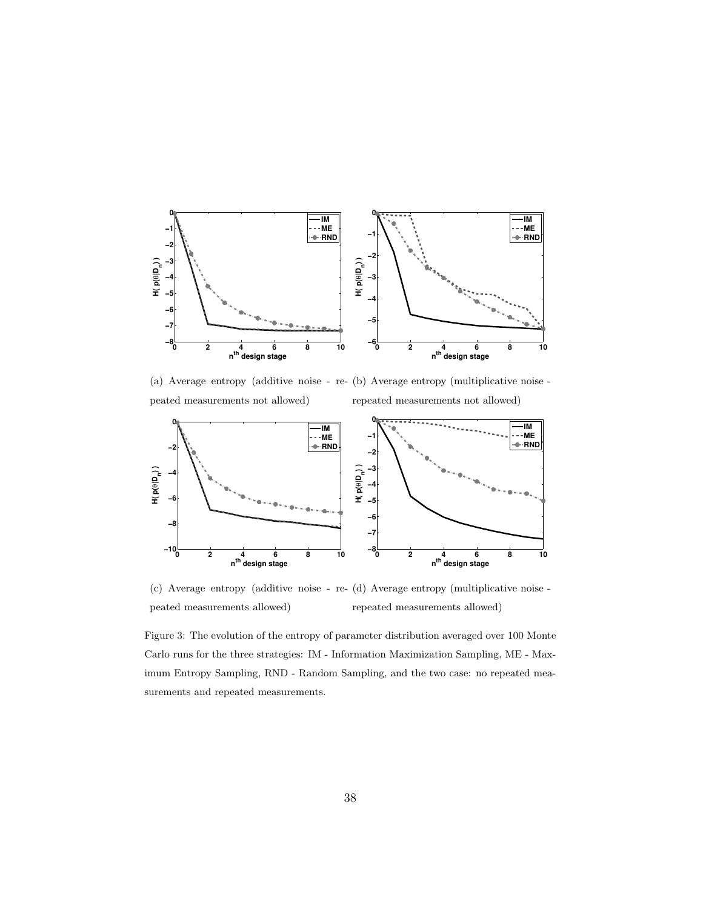(a) Average entropy (additive noise - repeated measurements not allowed)

(b) Average entropy (multiplicative noise - repeated measurements not allowed)

(c) Average entropy (additive noise - repeated measurements allowed)

(d) Average entropy (multiplicative noise - repeated measurements allowed)

Figure 3: The evolution of the entropy of parameter distribution averaged over 100 Monte Carlo runs for the three strategies: IM - Information Maximization Sampling, ME - Maximum Entropy Sampling, RND - Random Sampling, and the two case: no repeated measurements and repeated measurements.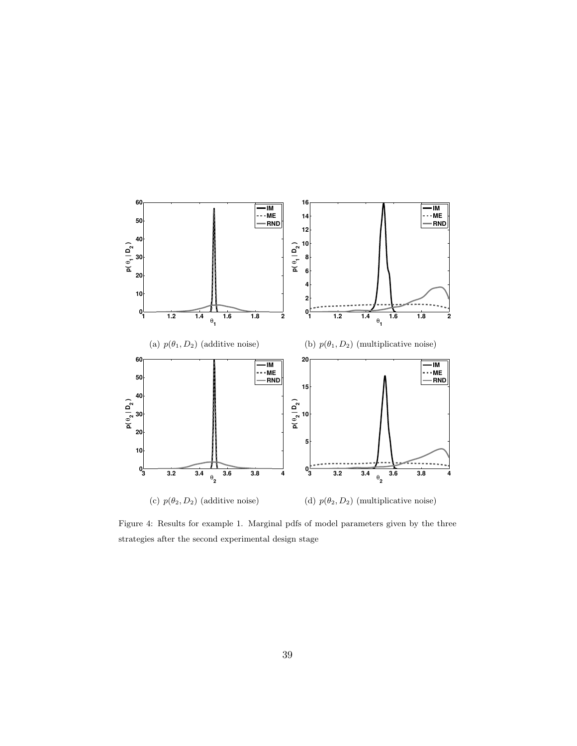(a) $p(\theta_1, D_2)$ (additive noise)

(b) $p(\theta_1, D_2)$ (multiplicative noise)

(c) $p(\theta_2, D_2)$ (additive noise)

(d) $p(\theta_2, D_2)$ (multiplicative noise)

Figure 4: Results for example 1. Marginal pdfs of model parameters given by the three strategies after the second experimental design stage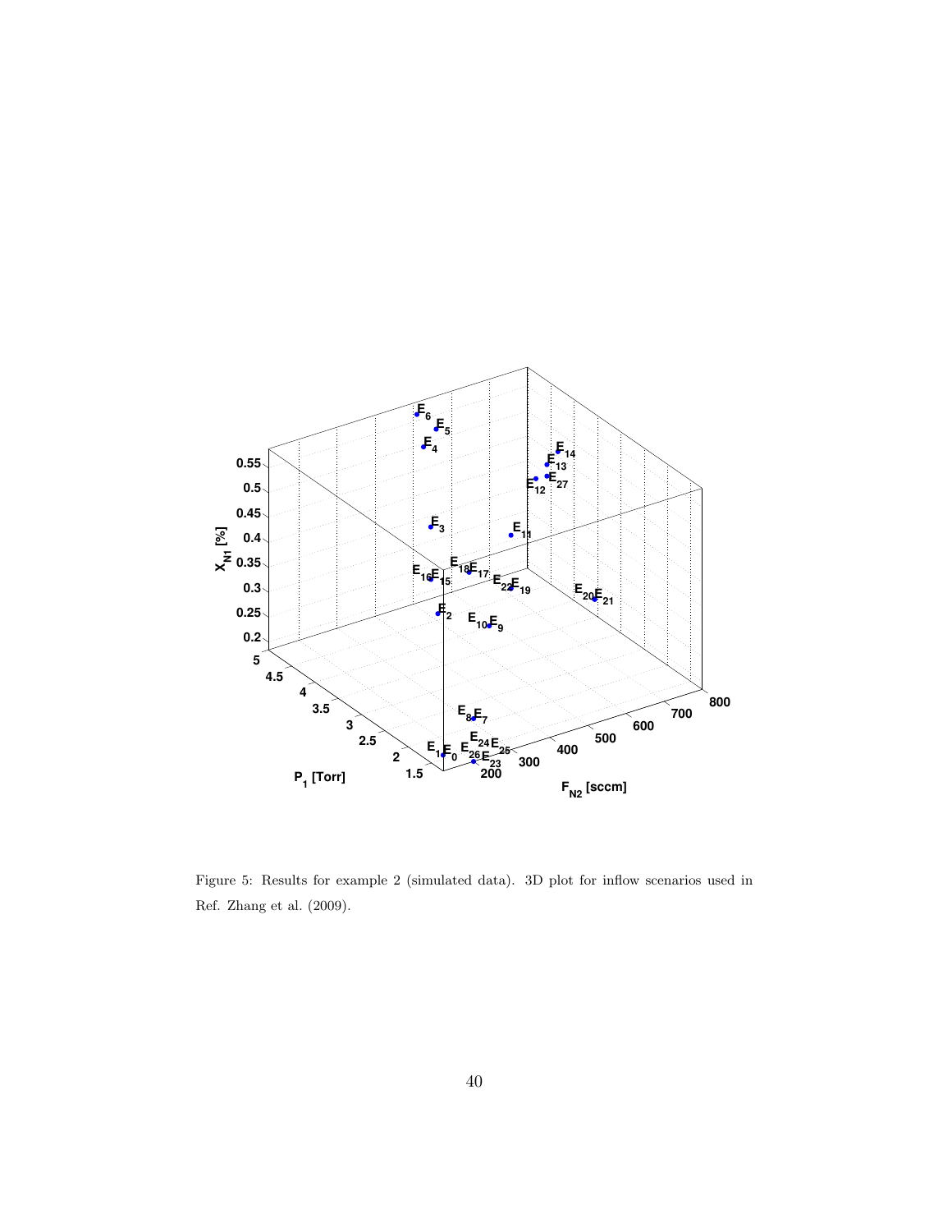Figure 5: Results for example 2 (simulated data). 3D plot for inflow scenarios used in Ref. Zhang et al. (2009).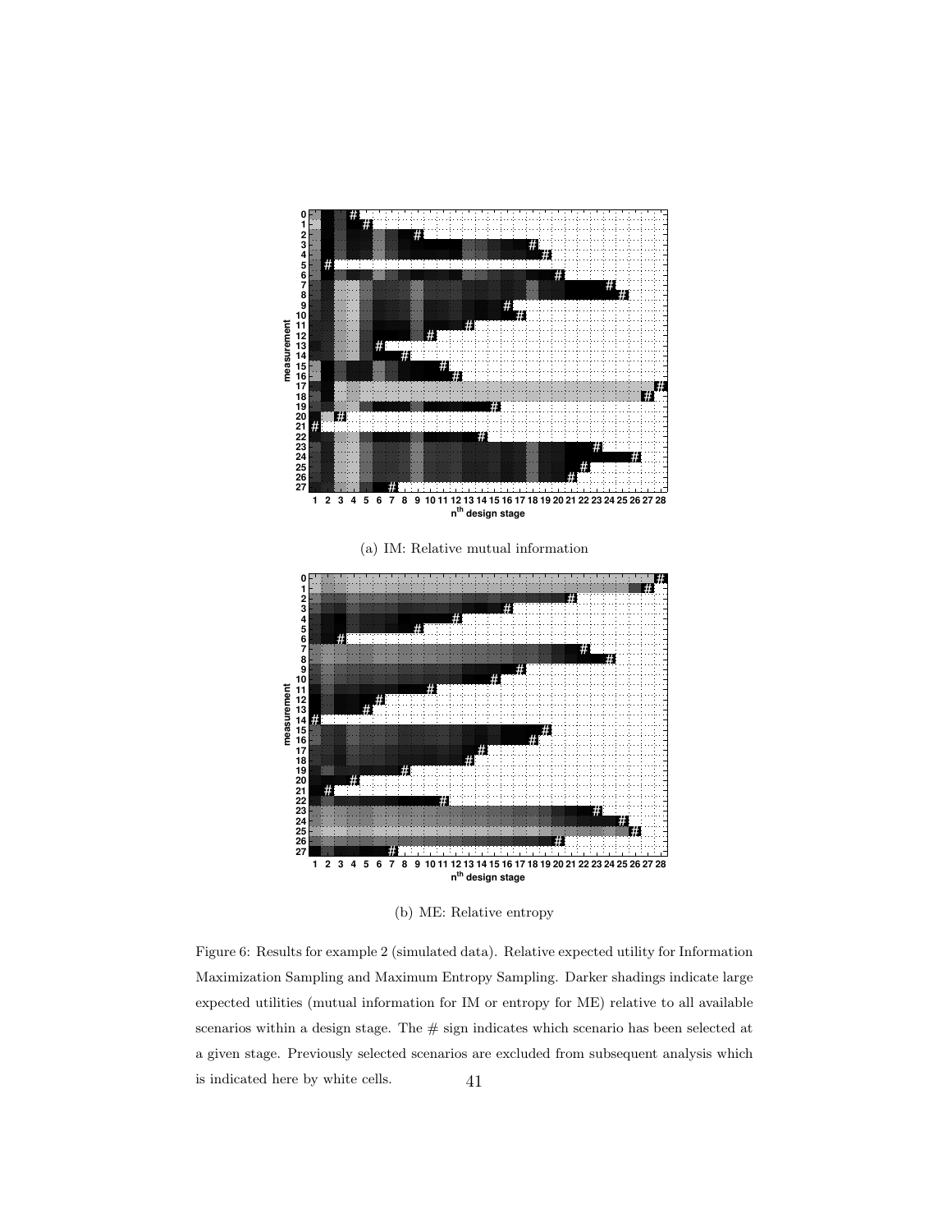(a) IM: Relative mutual information

(b) ME: Relative entropy

Figure 6: Results for example 2 (simulated data). Relative expected utility for Information Maximization Sampling and Maximum Entropy Sampling. Darker shadings indicate large expected utilities (mutual information for IM or entropy for ME) relative to all available scenarios within a design stage. The # sign indicates which scenario has been selected at a given stage. Previously selected scenarios are excluded from subsequent analysis which is indicated here by white cells.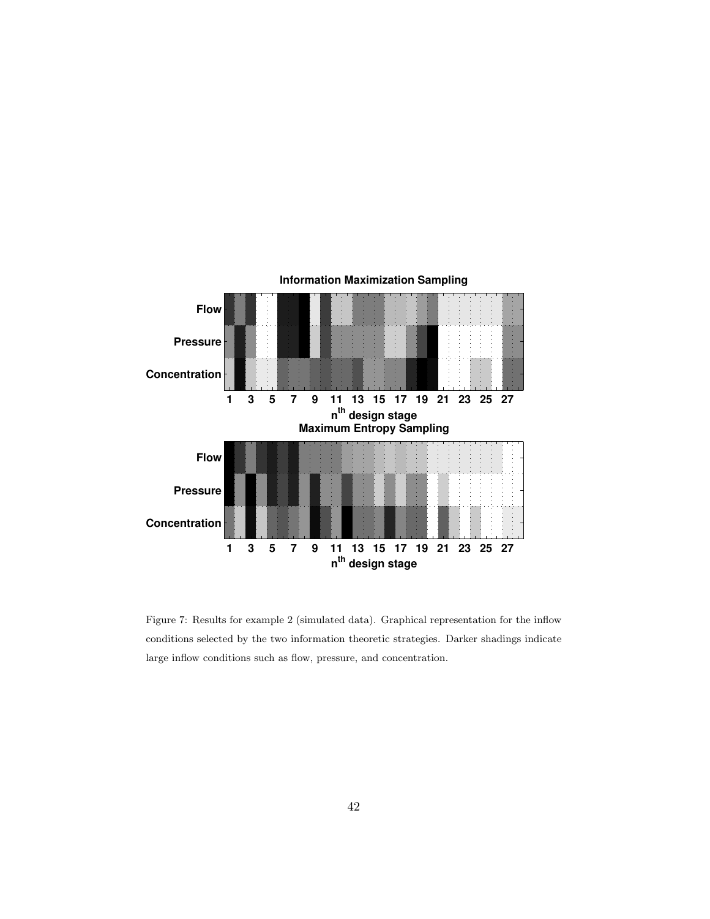Figure 7: Results for example 2 (simulated data). Graphical representation for the inflow conditions selected by the two information theoretic strategies. Darker shadings indicate large inflow conditions such as flow, pressure, and concentration.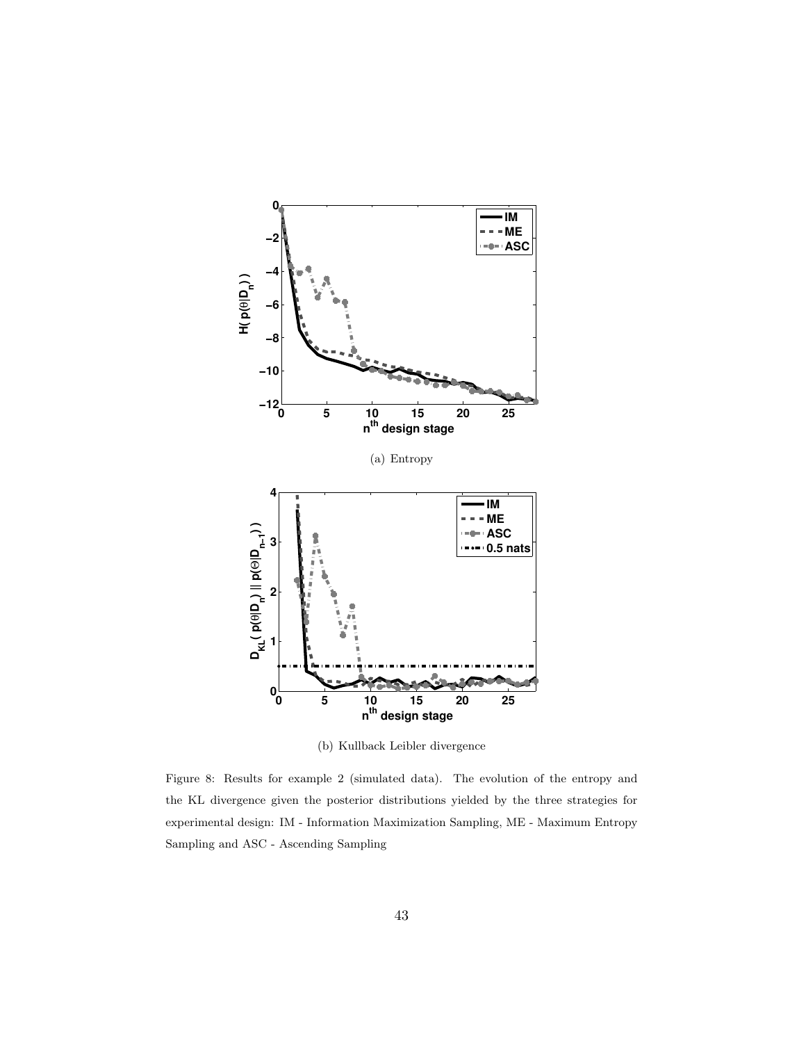(a) Entropy

(b) Kullback Leibler divergence

Figure 8: Results for example 2 (simulated data). The evolution of the entropy and the KL divergence given the posterior distributions yielded by the three strategies for experimental design: IM - Information Maximization Sampling, ME - Maximum Entropy Sampling and ASC - Ascending Sampling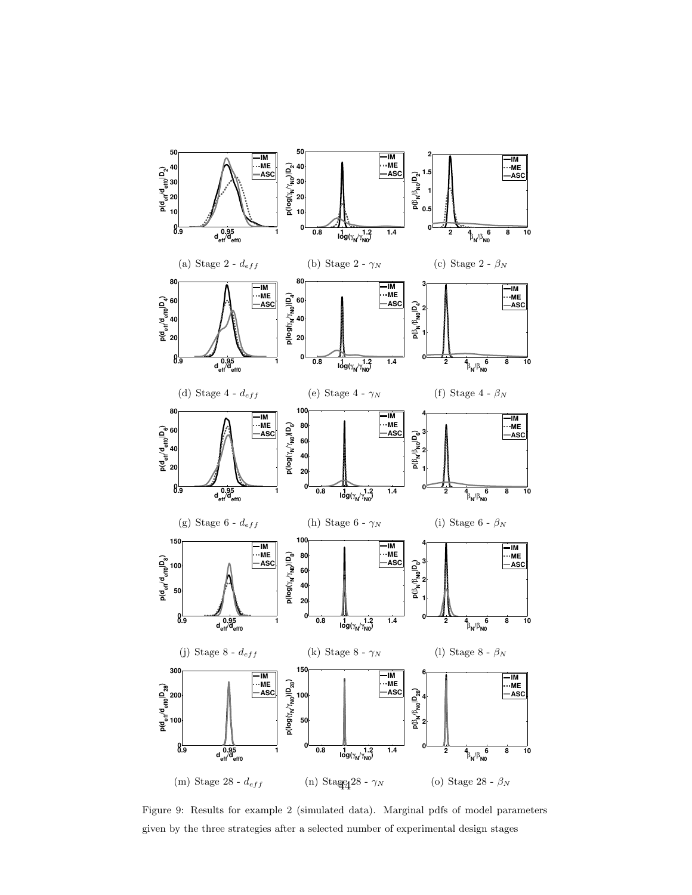(a) Stage 2 - $d_{eff}$

(b) Stage 2 - $\gamma_N$

(c) Stage 2 - $\beta_N$

(d) Stage 4 - $d_{eff}$

(e) Stage 4 - $\gamma_N$

(f) Stage 4 - $\beta_N$

(g) Stage 6 - $d_{eff}$

(h) Stage 6 - $\gamma_N$

(i) Stage 6 - $\beta_N$

(j) Stage 8 - $d_{eff}$

(k) Stage 8 - $\gamma_N$

(l) Stage 8 - $\beta_N$

(m) Stage 28 - $d_{eff}$

(n) Stage 28 - $\gamma_N$

(o) Stage 28 - $\beta_N$

Figure 9: Results for example 2 (simulated data). Marginal pdfs of model parameters given by the three strategies after a selected number of experimental design stages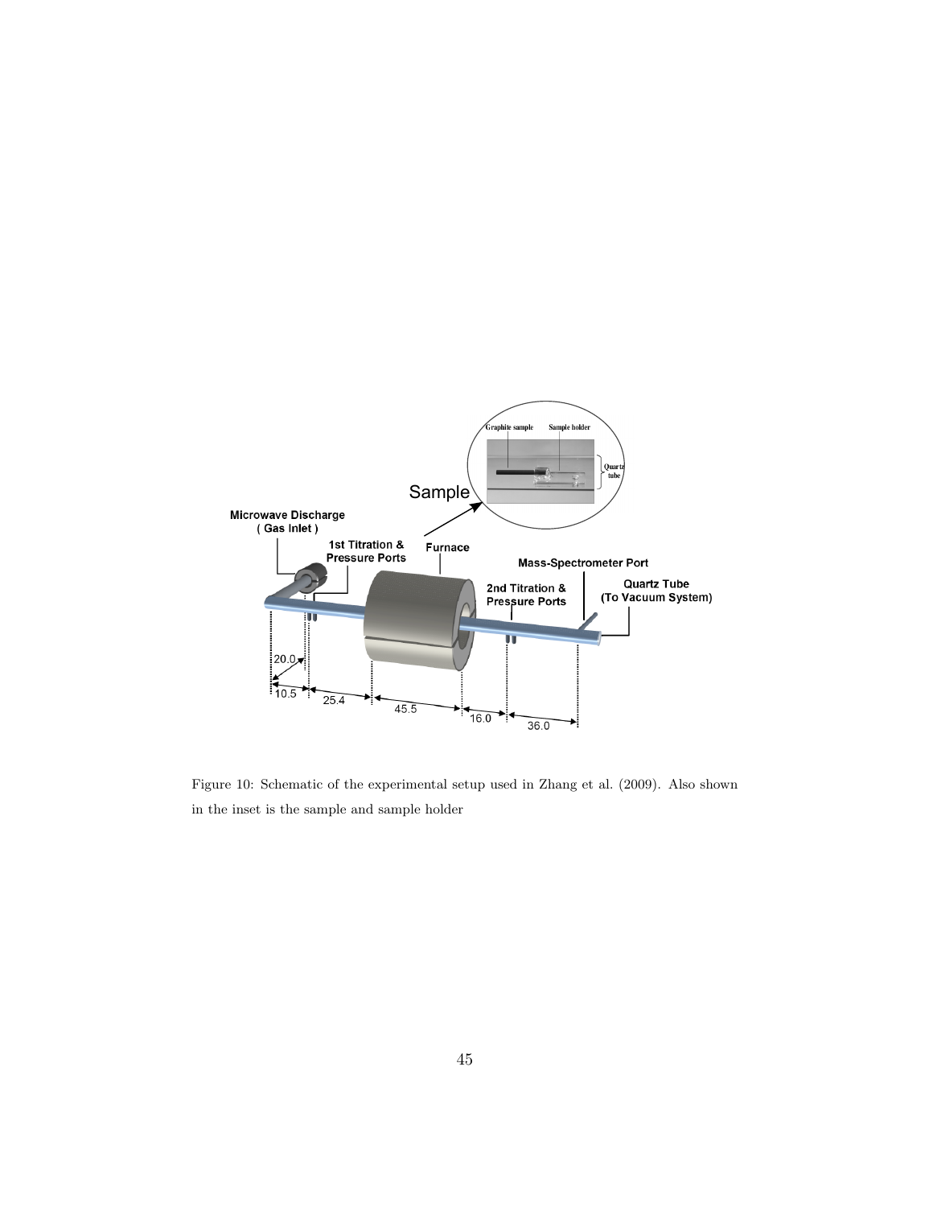Figure 10: Schematic of the experimental setup used in Zhang et al. (2009). Also shown in the inset is the sample and sample holder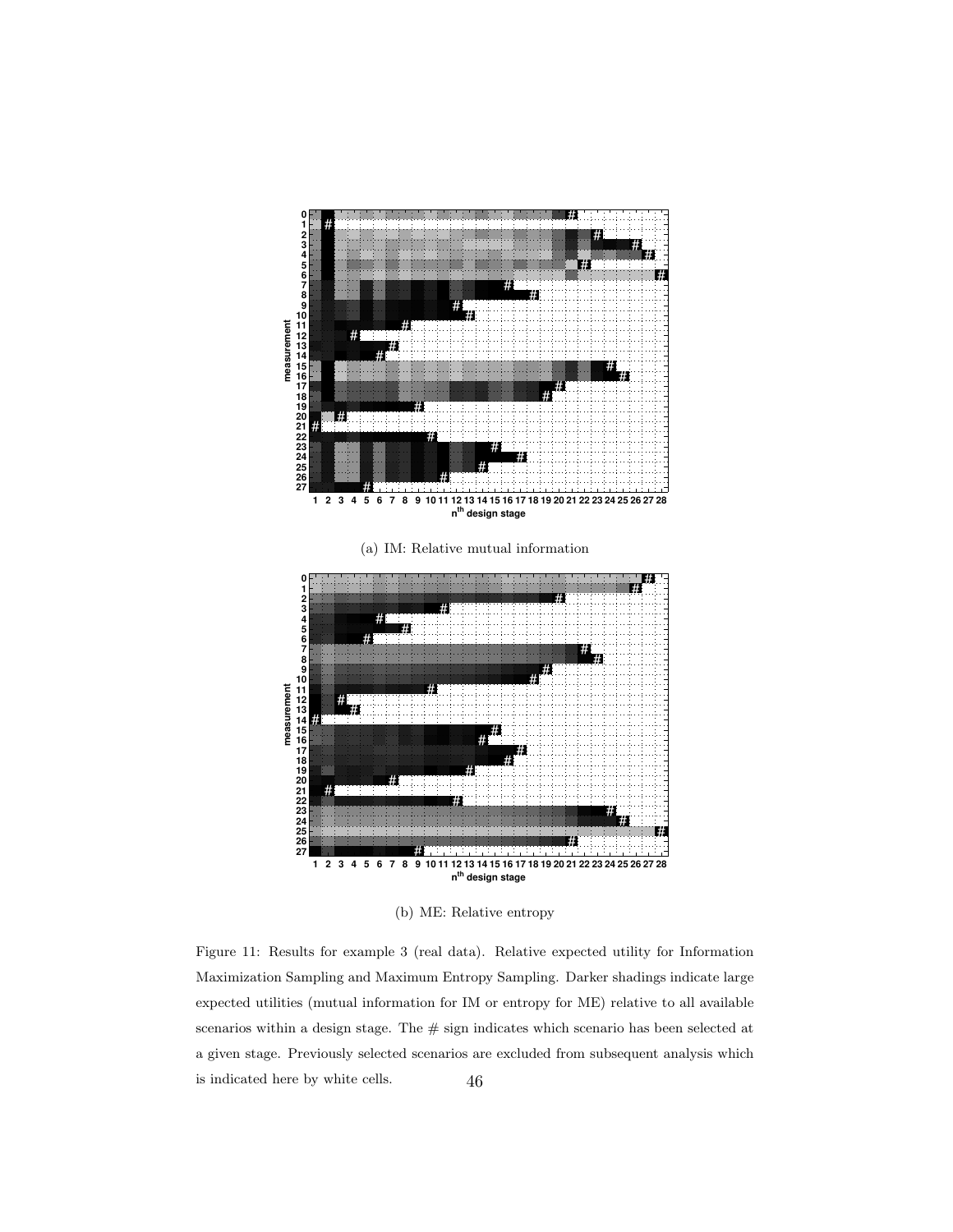(a) IM: Relative mutual information

(b) ME: Relative entropy

Figure 11: Results for example 3 (real data). Relative expected utility for Information Maximization Sampling and Maximum Entropy Sampling. Darker shadings indicate large expected utilities (mutual information for IM or entropy for ME) relative to all available scenarios within a design stage. The # sign indicates which scenario has been selected at a given stage. Previously selected scenarios are excluded from subsequent analysis which is indicated here by white cells.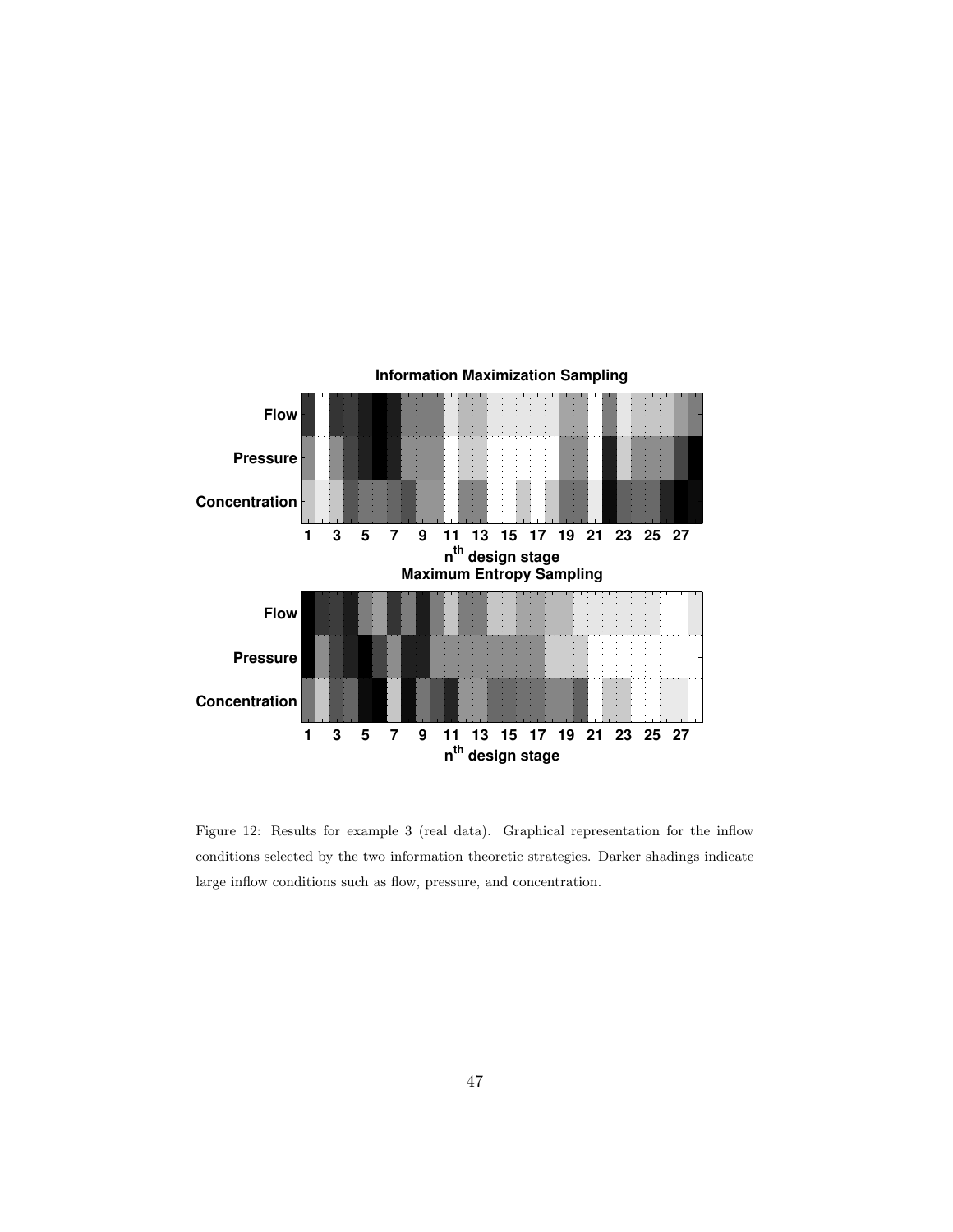Information Maximization Sampling

Maximum Entropy Sampling

Figure 12: Results for example 3 (real data). Graphical representation for the inflow conditions selected by the two information theoretic strategies. Darker shadings indicate large inflow conditions such as flow, pressure, and concentration.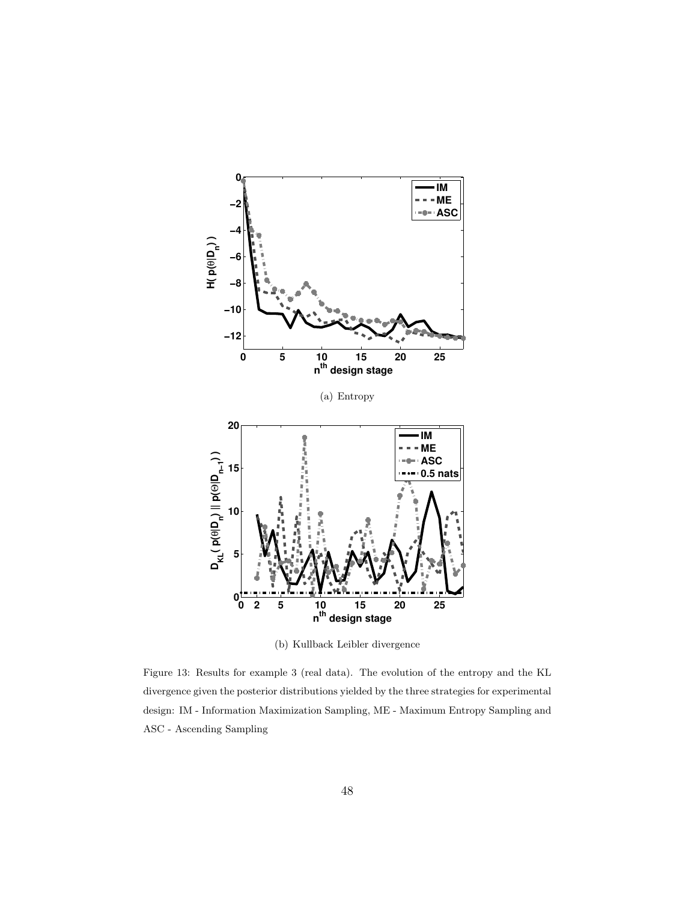(a) Entropy

(b) Kullback Leibler divergence

Figure 13: Results for example 3 (real data). The evolution of the entropy and the KL divergence given the posterior distributions yielded by the three strategies for experimental design: IM - Information Maximization Sampling, ME - Maximum Entropy Sampling and ASC - Ascending Sampling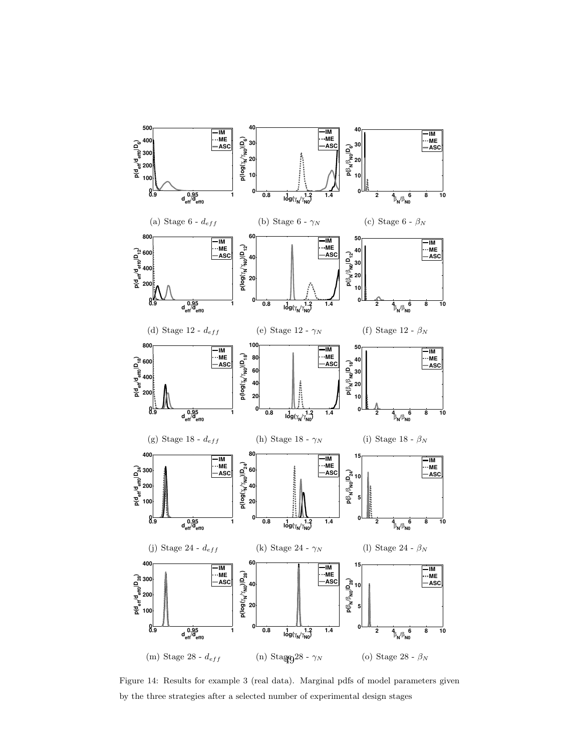$p(d_{eff}/d_{eff0}|D_6)$

500

400

300

200

100

0

0.9

0.95

1

$d_{eff}/d_{eff0}$

IM

ME

ASC

(a) Stage 6 - $d_{eff}$

$p(\log(\gamma_N/\gamma_{N0})|D_6)$

40

30

20

10

0

0.8

1

1.2

1.4

$\log(\gamma_N/\gamma_{N0})$

IM

ME

ASC

(b) Stage 6 - $\gamma_N$

$p(\beta_N/\beta_{N0}|D_6)$

40

30

20

10

0

2

4

6

8

10

$\beta_N/\beta_{N0}$

IM

ME

ASC

(c) Stage 6 - $\beta_N$

$p(d_{eff}/d_{eff0}|D_{12})$

800

600

400

200

0

0.9

0.95

1

$d_{eff}/d_{eff0}$

IM

ME

ASC

(d) Stage 12 - $d_{eff}$

$p(\log(\gamma_N/\gamma_{N0})|D_{12})$

60

40

20

0

0.8

1

1.2

1.4

$\log(\gamma_N/\gamma_{N0})$

IM

ME

ASC

(e) Stage 12 - $\gamma_N$

$p(\beta_N/\beta_{N0}|D_{12})$

50

40

30

20

10

0

2

4

6

8

10

$\beta_N/\beta_{N0}$

IM

ME

ASC

(f) Stage 12 - $\beta_N$

$p(d_{eff}/d_{eff0}|D_{18})$

800

600

400

200

0

0.9

0.95

1

$d_{eff}/d_{eff0}$

IM

ME

ASC

(g) Stage 18 - $d_{eff}$

$p(\log(\gamma_N/\gamma_{N0})|D_{18})$

100

80

60

40

20

0

0.8

1

1.2

1.4

$\log(\gamma_N/\gamma_{N0})$

IM

ME

ASC

(h) Stage 18 - $\gamma_N$

$p(\beta_N/\beta_{N0}|D_{18})$

50

40

30

20

10

0

2

4

6

8

10

$\beta_N/\beta_{N0}$

IM

ME

ASC

(i) Stage 18 - $\beta_N$

$p(d_{eff}/d_{eff0}|D_{24})$

400

300

200

100

0

0.9

0.95

1

$d_{eff}/d_{eff0}$

IM

ME

ASC

(j) Stage 24 - $d_{eff}$

$p(\log(\gamma_N/\gamma_{N0})|D_{24})$

80

60

40

20

0

0.8

1

1.2

1.4

$\log(\gamma_N/\gamma_{N0})$

IM

ME

ASC

(k) Stage 24 - $\gamma_N$

$p(\beta_N/\beta_{N0}|D_{24})$

15

10

5

0

2

4

6

8

10

$\beta_N/\beta_{N0}$

IM

ME

ASC

(l) Stage 24 - $\beta_N$

$p(d_{eff}/d_{eff0}|D_{28})$

400

300

200

100

0

0.9

0.95

1

$d_{eff}/d_{eff0}$

IM

ME

ASC

(m) Stage 28 - $d_{eff}$

$p(\log(\gamma_N/\gamma_{N0})|D_{28})$

60

40

20

0

0.8

1

1.2

1.4

$\log(\gamma_N/\gamma_{N0})$

IM

ME

ASC

(n) Stage 28 - $\gamma_N$

$p(\beta_N/\beta_{N0}|D_{28})$

15

10

5

0

2

4

6

8

10

$\beta_N/\beta_{N0}$

IM

ME

ASC

(o) Stage 28 - $\beta_N$

Figure 14: Results for example 3 (real data). Marginal pdfs of model parameters given by the three strategies after a selected number of experimental design stages